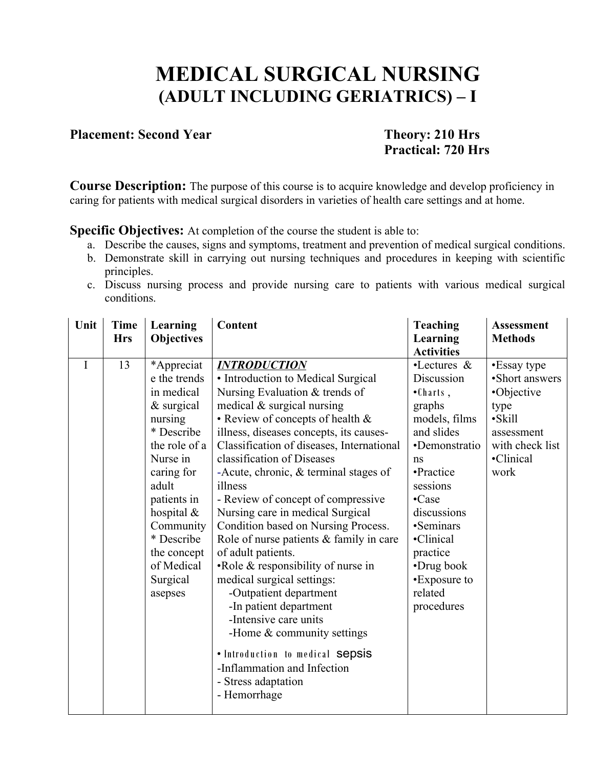# MEDICAL SURGICAL NURSING
## (ADULT INCLUDING GERIATRICS) – I

**Placement: Second Year** **Theory: 210 Hrs**
**Practical: 720 Hrs**

**Course Description:** The purpose of this course is to acquire knowledge and develop proficiency in caring for patients with medical surgical disorders in varieties of health care settings and at home.

**Specific Objectives:** At completion of the course the student is able to:

a. Describe the causes, signs and symptoms, treatment and prevention of medical surgical conditions.
b. Demonstrate skill in carrying out nursing techniques and procedures in keeping with scientific principles.
c. Discuss nursing process and provide nursing care to patients with various medical surgical conditions.

| Unit | Time Hrs | Learning Objectives | Content | Teaching Learning Activities | Assessment Methods |
|---|---|---|---|---|---|
| I | 13 | *Appreciate the trends in medical & surgical nursing<br>* Describe the role of a Nurse in caring for adult patients in hospital & Community<br>* Describe the concept of Medical Surgical asepses | ***INTRODUCTION***<br>• Introduction to Medical Surgical Nursing Evaluation & trends of medical & surgical nursing<br>• Review of concepts of health & illness, diseases concepts, its causes- Classification of diseases, International classification of Diseases<br>-Acute, chronic, & terminal stages of illness<br>- Review of concept of compressive Nursing care in medical Surgical Condition based on Nursing Process. Role of nurse patients & family in care of adult patients.<br>•Role & responsibility of nurse in medical surgical settings:<br>-Outpatient department<br>-In patient department<br>-Intensive care units<br>-Home & community settings<br>• Introduction to medical sepsis<br>-Inflammation and Infection<br>- Stress adaptation<br>- Hemorrhage | •Lectures & Discussion<br>•Charts, graphs models, films and slides<br>•Demonstrations<br>•Practice sessions<br>•Case discussions<br>•Seminars<br>•Clinical practice<br>•Drug book<br>•Exposure to related procedures | •Essay type<br>•Short answers<br>•Objective type<br>•Skill assessment with check list<br>•Clinical work |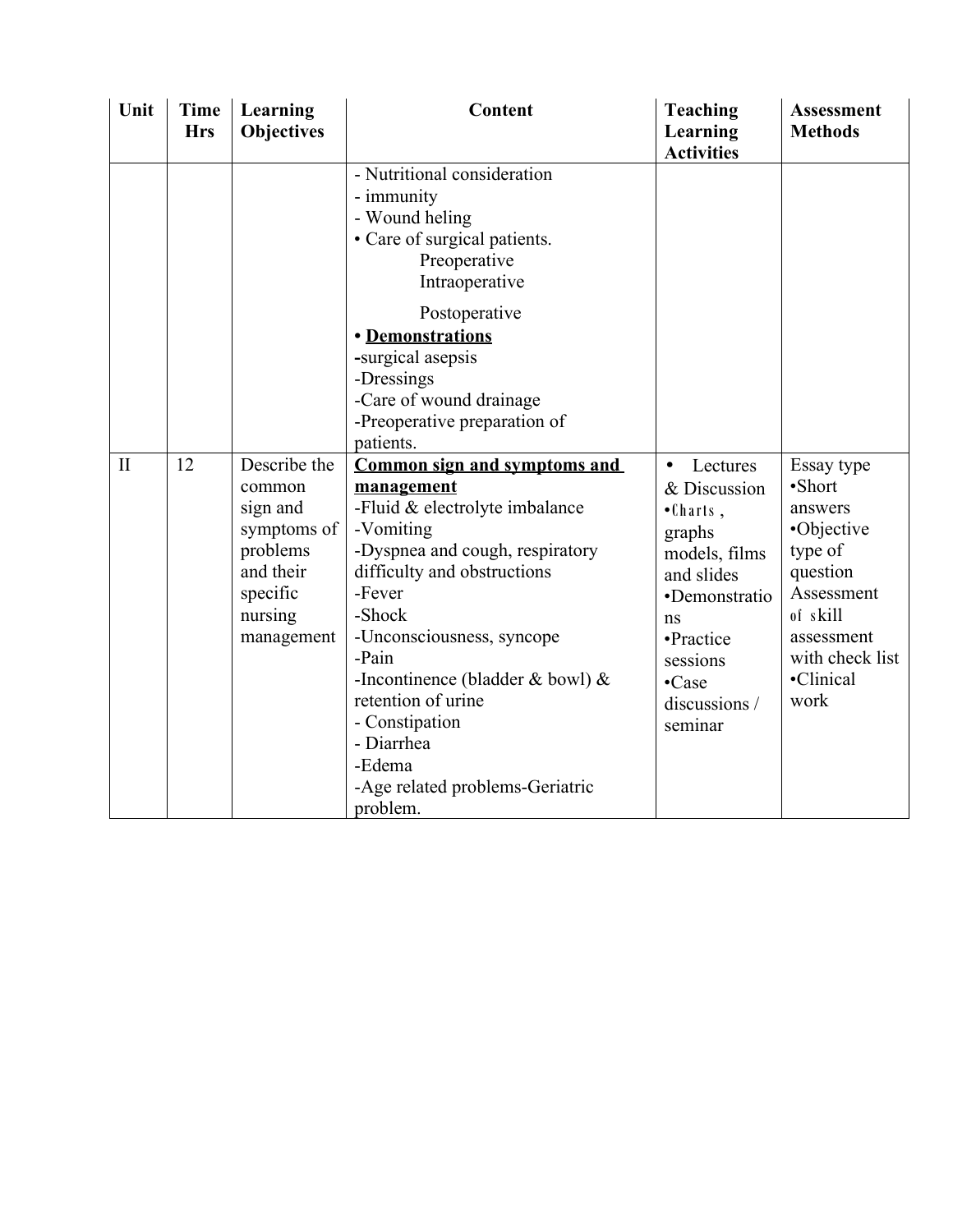| Unit | Time Hrs | Learning Objectives | Content | Teaching Learning Activities | Assessment Methods |
|---|---|---|---|---|---|
| | | | - Nutritional consideration<br>- immunity<br>- Wound heling<br>• Care of surgical patients.<br>Preoperative<br>Intraoperative<br>Postoperative<br>• **Demonstrations**<br>-surgical asepsis<br>-Dressings<br>-Care of wound drainage<br>-Preoperative preparation of patients. | | |
| II | 12 | Describe the common sign and symptoms of problems and their specific nursing management | **Common sign and symptoms and management**<br>-Fluid & electrolyte imbalance<br>-Vomiting<br>-Dyspnea and cough, respiratory difficulty and obstructions<br>-Fever<br>-Shock<br>-Unconsciousness, syncope<br>-Pain<br>-Incontinence (bladder & bowl) & retention of urine<br>- Constipation<br>- Diarrhea<br>-Edema<br>-Age related problems-Geriatric problem. | • Lectures & Discussion<br>•Charts, graphs models, films and slides<br>•Demonstrations<br>•Practice sessions<br>•Case discussions / seminar | Essay type<br>•Short answers<br>•Objective type of question<br>Assessment of skill assessment with check list<br>•Clinical work |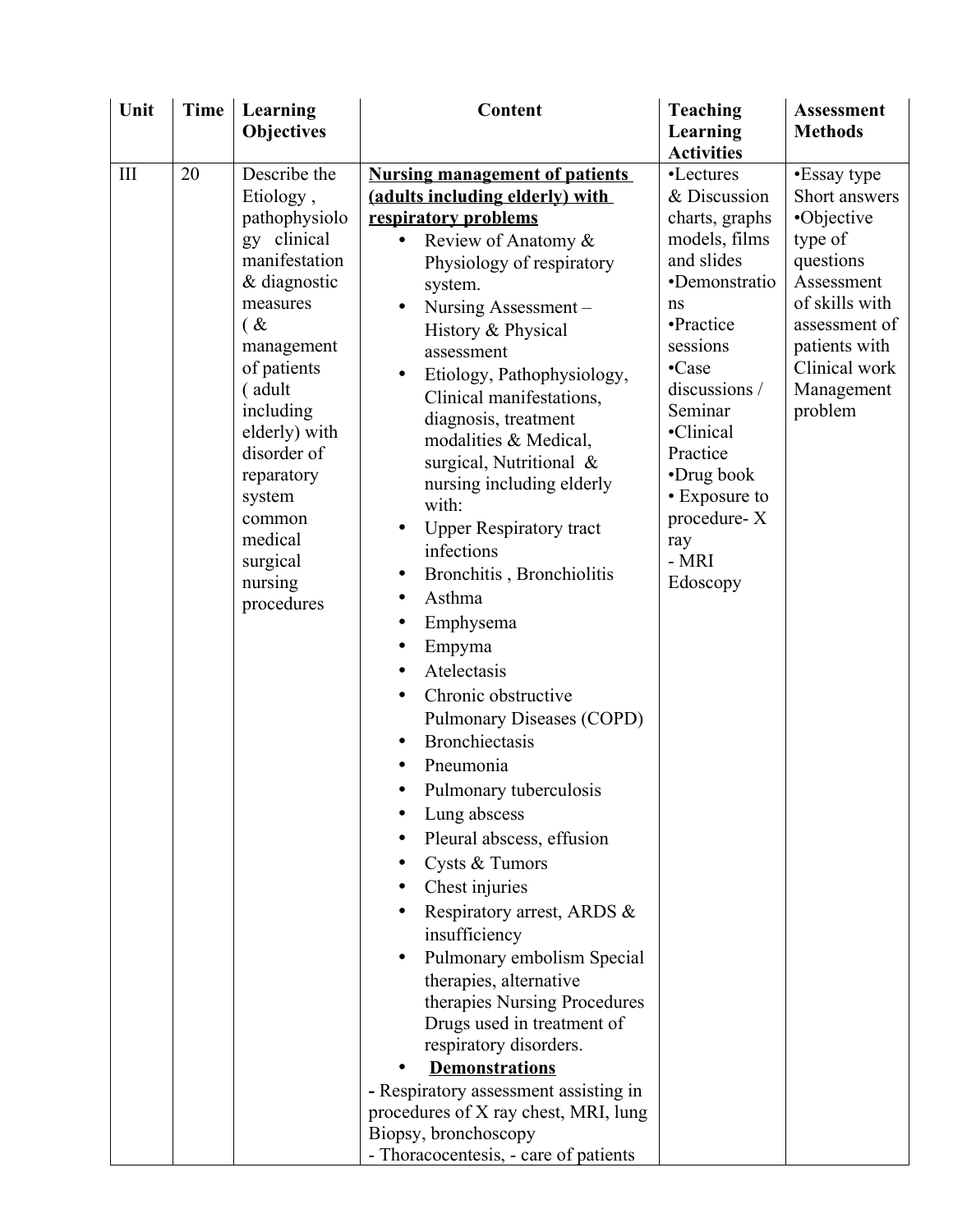| Unit | Time | Learning Objectives | Content | Teaching Learning Activities | Assessment Methods |
|---|---|---|---|---|---|
| III | 20 | Describe the Etiology , pathophysiology clinical manifestation & diagnostic measures ( & management of patients ( adult including elderly) with disorder of reparatory system common medical surgical nursing procedures | <u>**Nursing management of patients (adults including elderly) with respiratory problems**</u><br>• Review of Anatomy & Physiology of respiratory system.<br>• Nursing Assessment – History & Physical assessment<br>• Etiology, Pathophysiology, Clinical manifestations, diagnosis, treatment modalities & Medical, surgical, Nutritional & nursing including elderly with:<br>• Upper Respiratory tract infections<br>• Bronchitis , Bronchiolitis<br>• Asthma<br>• Emphysema<br>• Empyma<br>• Atelectasis<br>• Chronic obstructive Pulmonary Diseases (COPD)<br>• Bronchiectasis<br>• Pneumonia<br>• Pulmonary tuberculosis<br>• Lung abscess<br>• Pleural abscess, effusion<br>• Cysts & Tumors<br>• Chest injuries<br>• Respiratory arrest, ARDS & insufficiency<br>• Pulmonary embolism Special therapies, alternative therapies Nursing Procedures Drugs used in treatment of respiratory disorders.<br>• <u>**Demonstrations**</u><br>- Respiratory assessment assisting in procedures of X ray chest, MRI, lung Biopsy, bronchoscopy<br>- Thoracocentesis, - care of patients | •Lectures & Discussion charts, graphs models, films and slides<br>•Demonstrations<br>•Practice sessions<br>•Case discussions / Seminar<br>•Clinical Practice<br>•Drug book<br>• Exposure to procedure- X ray<br>- MRI Edoscopy | •Essay type Short answers<br>•Objective type of questions Assessment of skills with assessment of patients with Clinical work Management problem |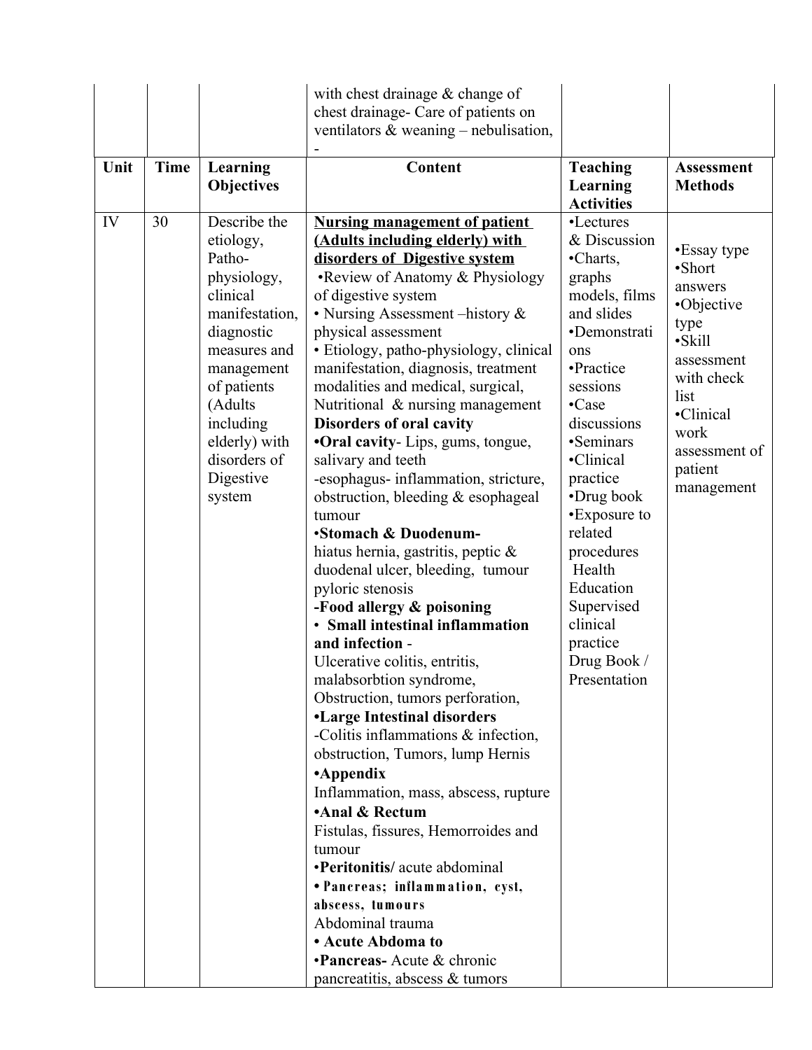| | | | with chest drainage & change of chest drainage- Care of patients on ventilators & weaning – nebulisation, - | | |
|---|---|---|---|---|---|
| **Unit** | **Time** | **Learning Objectives** | **Content** | **Teaching Learning Activities** | **Assessment Methods** |
| IV | 30 | Describe the etiology, Patho-physiology, clinical manifestation, diagnostic measures and management of patients (Adults including elderly) with disorders of Digestive system | **Nursing management of patient (Adults including elderly) with disorders of Digestive system**<br>•Review of Anatomy & Physiology of digestive system<br>• Nursing Assessment –history & physical assessment<br>• Etiology, patho-physiology, clinical manifestation, diagnosis, treatment modalities and medical, surgical, Nutritional & nursing management<br>**Disorders of oral cavity**<br>**•Oral cavity**- Lips, gums, tongue, salivary and teeth<br>-esophagus- inflammation, stricture, obstruction, bleeding & esophageal tumour<br>•**Stomach & Duodenum-**<br>hiatus hernia, gastritis, peptic & duodenal ulcer, bleeding, tumour pyloric stenosis<br>**-Food allergy & poisoning**<br>• **Small intestinal inflammation and infection** -<br>Ulcerative colitis, entritis, malabsorbtion syndrome, Obstruction, tumors perforation,<br>**•Large Intestinal disorders**<br>-Colitis inflammations & infection, obstruction, Tumors, lump Hernis<br>**•Appendix**<br>Inflammation, mass, abscess, rupture<br>**•Anal & Rectum**<br>Fistulas, fissures, Hemorroides and tumour<br>•**Peritonitis/** acute abdominal<br>**• Pancreas; inflammation, cyst, abscess, tumours**<br>Abdominal trauma<br>**• Acute Abdoma to**<br>•**Pancreas-** Acute & chronic pancreatitis, abscess & tumors | •Lectures & Discussion<br>•Charts, graphs models, films and slides<br>•Demonstrations<br>•Practice sessions<br>•Case discussions<br>•Seminars<br>•Clinical practice<br>•Drug book<br>•Exposure to related procedures<br>Health Education<br>Supervised clinical practice<br>Drug Book / Presentation | •Essay type<br>•Short answers<br>•Objective type<br>•Skill assessment with check list<br>•Clinical work assessment of patient management |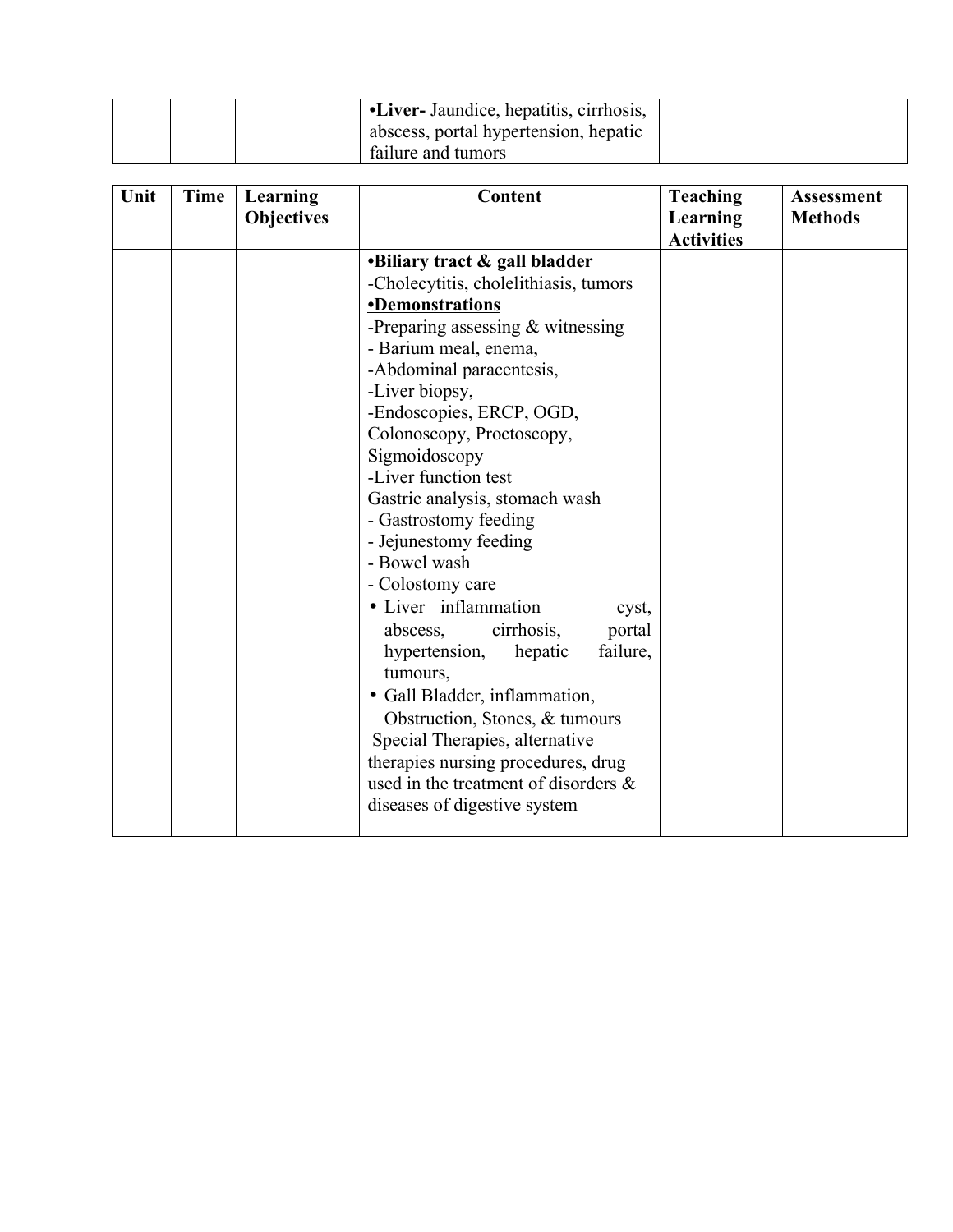| | | | •**Liver-** Jaundice, hepatitis, cirrhosis, abscess, portal hypertension, hepatic failure and tumors | | |
|---|---|---|---|---|---|

| Unit | Time | Learning Objectives | Content | Teaching Learning Activities | Assessment Methods |
|---|---|---|---|---|---|
| | | | •**Biliary tract & gall bladder**<br>-Cholecytitis, cholelithiasis, tumors<br>•**Demonstrations**<br>-Preparing assessing & witnessing<br>- Barium meal, enema,<br>-Abdominal paracentesis,<br>-Liver biopsy,<br>-Endoscopies, ERCP, OGD, Colonoscopy, Proctoscopy, Sigmoidoscopy<br>-Liver function test<br>Gastric analysis, stomach wash<br>- Gastrostomy feeding<br>- Jejunestomy feeding<br>- Bowel wash<br>- Colostomy care<br>• Liver inflammation cyst, abscess, cirrhosis, portal hypertension, hepatic failure, tumours,<br>• Gall Bladder, inflammation, Obstruction, Stones, & tumours<br>Special Therapies, alternative therapies nursing procedures, drug used in the treatment of disorders & diseases of digestive system | | |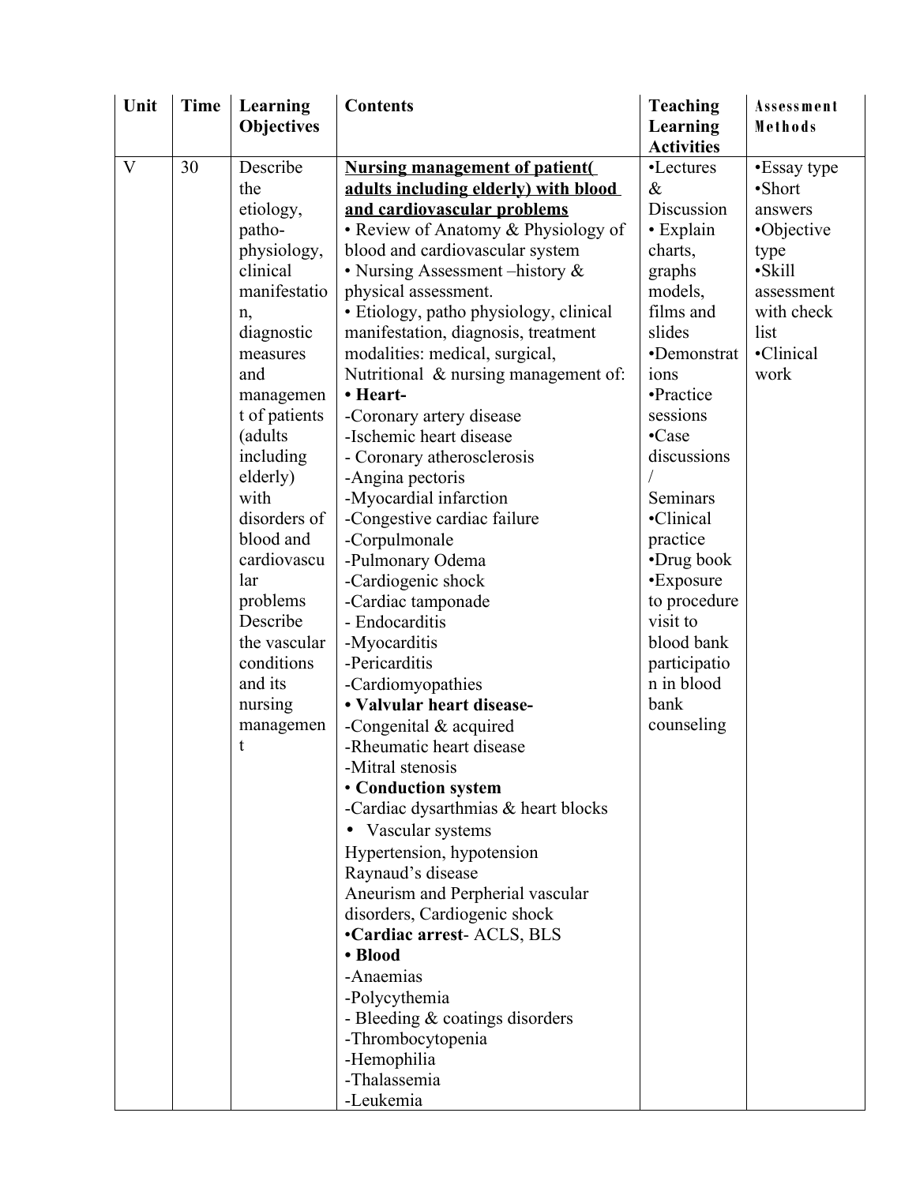| Unit | Time | Learning Objectives | Contents | Teaching Learning Activities | Assessment Methods |
|---|---|---|---|---|---|
| V | 30 | Describe the etiology, patho-physiology, clinical manifestation, diagnostic measures and management of patients (adults including elderly) with disorders of blood and cardiovascular problems<br>Describe the vascular conditions and its nursing management | **Nursing management of patient( adults including elderly) with blood and cardiovascular problems**<br>• Review of Anatomy & Physiology of blood and cardiovascular system<br>• Nursing Assessment –history & physical assessment.<br>• Etiology, patho physiology, clinical manifestation, diagnosis, treatment modalities: medical, surgical, Nutritional & nursing management of:<br>**• Heart-**<br>-Coronary artery disease<br>-Ischemic heart disease<br>- Coronary atherosclerosis<br>-Angina pectoris<br>-Myocardial infarction<br>-Congestive cardiac failure<br>-Corpulmonale<br>-Pulmonary Odema<br>-Cardiogenic shock<br>-Cardiac tamponade<br>- Endocarditis<br>-Myocarditis<br>-Pericarditis<br>-Cardiomyopathies<br>**• Valvular heart disease-**<br>-Congenital & acquired<br>-Rheumatic heart disease<br>-Mitral stenosis<br>• **Conduction system**<br>-Cardiac dysarthmias & heart blocks<br>• Vascular systems<br>Hypertension, hypotension<br>Raynaud's disease<br>Aneurism and Perpherial vascular disorders, Cardiogenic shock<br>•**Cardiac arrest**- ACLS, BLS<br>**• Blood**<br>-Anaemias<br>-Polycythemia<br>- Bleeding & coatings disorders<br>-Thrombocytopenia<br>-Hemophilia<br>-Thalassemia<br>-Leukemia | •Lectures & Discussion<br>• Explain charts, graphs models, films and slides<br>•Demonstrations<br>•Practice sessions<br>•Case discussions / Seminars<br>•Clinical practice<br>•Drug book<br>•Exposure to procedure visit to blood bank participation in blood bank counseling | •Essay type<br>•Short answers<br>•Objective type<br>•Skill assessment with check list<br>•Clinical work |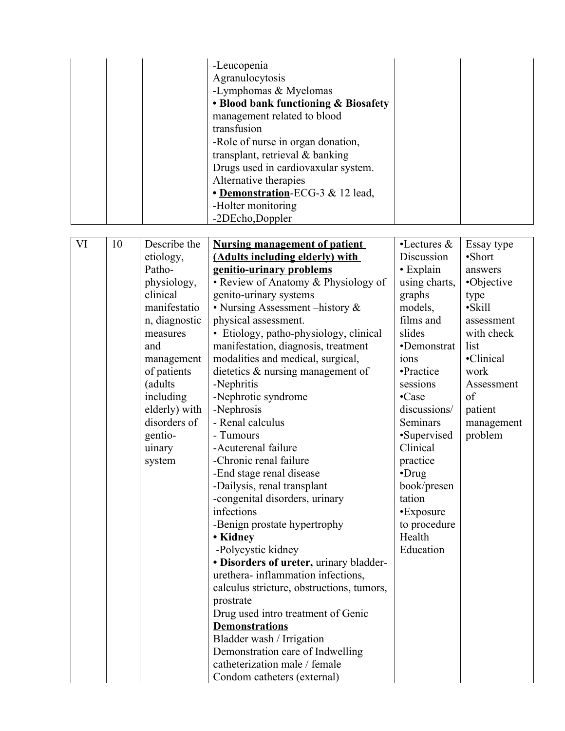| | | | | | |
|---|---|---|---|---|---|
| | | | -Leucopenia<br>Agranulocytosis<br>-Lymphomas & Myelomas<br>**• Blood bank functioning & Biosafety** management related to blood transfusion<br>-Role of nurse in organ donation, transplant, retrieval & banking<br>Drugs used in cardiovaxular system.<br>Alternative therapies<br>• **Demonstration**-ECG-3 & 12 lead,<br>-Holter monitoring<br>-2DEcho,Doppler | | |

| | | | | | |
|---|---|---|---|---|---|
| VI | 10 | Describe the etiology, Patho-physiology, clinical manifestation, diagnostic measures and management of patients (adults including elderly) with disorders of gentio-uinary system | **Nursing management of patient (Adults including elderly) with genitio-urinary problems**<br>• Review of Anatomy & Physiology of genito-urinary systems<br>• Nursing Assessment –history & physical assessment.<br>• Etiology, patho-physiology, clinical manifestation, diagnosis, treatment modalities and medical, surgical, dietetics & nursing management of<br>-Nephritis<br>-Nephrotic syndrome<br>-Nephrosis<br>- Renal calculus<br>- Tumours<br>-Acuterenal failure<br>-Chronic renal failure<br>-End stage renal disease<br>-Dailysis, renal transplant<br>-congenital disorders, urinary infections<br>-Benign prostate hypertrophy<br>**• Kidney**<br>-Polycystic kidney<br>**• Disorders of ureter,** urinary bladder-urethera- inflammation infections, calculus stricture, obstructions, tumors, prostrate<br>Drug used intro treatment of Genic<br>**Demonstrations**<br>Bladder wash / Irrigation<br>Demonstration care of Indwelling catheterization male / female<br>Condom catheters (external) | •Lectures & Discussion<br>• Explain using charts, graphs models, films and slides<br>•Demonstrations<br>•Practice sessions<br>•Case discussions/ Seminars<br>•Supervised Clinical practice<br>•Drug book/presentation<br>•Exposure to procedure Health Education | Essay type<br>•Short answers<br>•Objective type<br>•Skill assessment with check list<br>•Clinical work Assessment of patient management problem |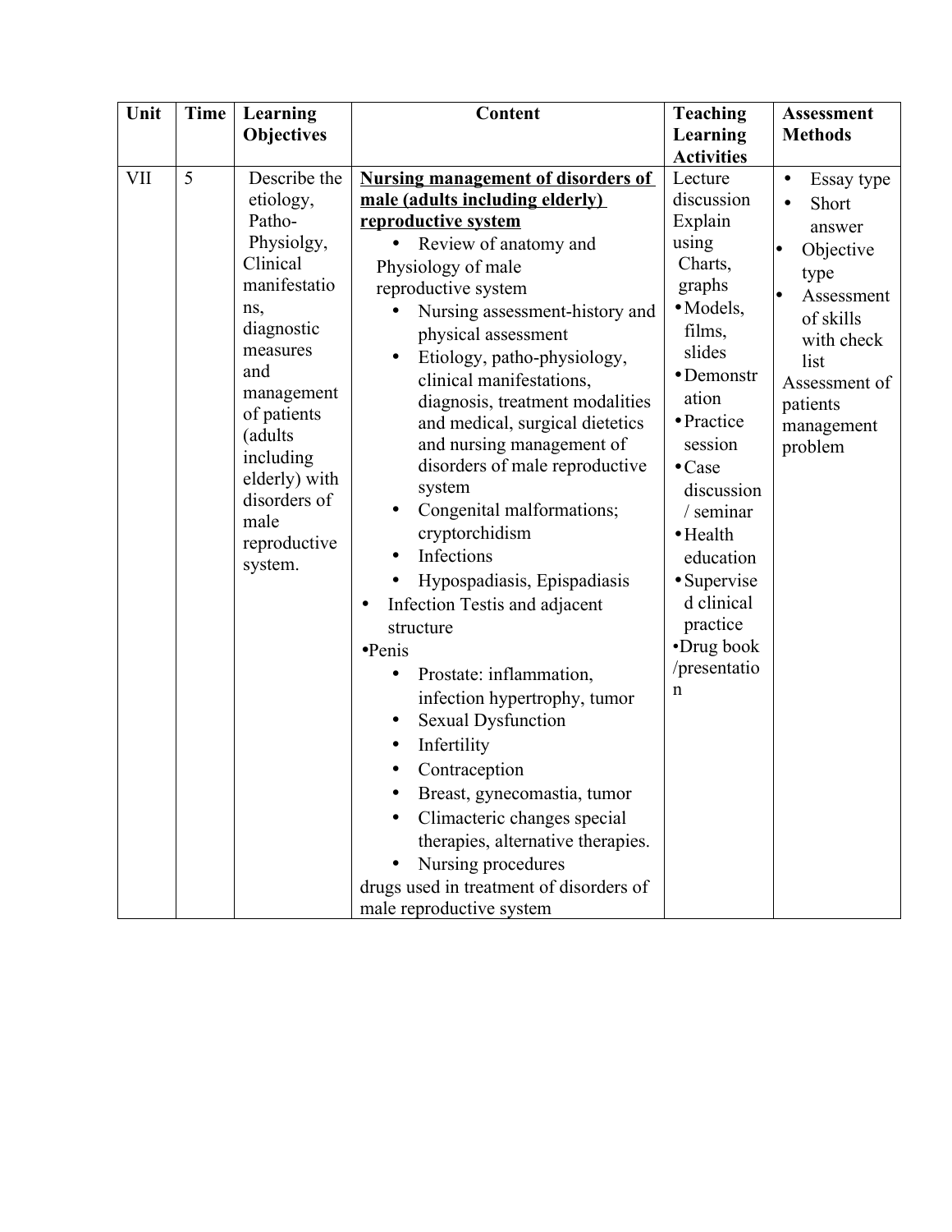| Unit | Time | Learning Objectives | Content | Teaching Learning Activities | Assessment Methods |
|---|---|---|---|---|---|
| VII | 5 | Describe the etiology, Patho-Physiolgy, Clinical manifestations, diagnostic measures and management of patients (adults including elderly) with disorders of male reproductive system. | **<u>Nursing management of disorders of male (adults including elderly) reproductive system</u>**<br>• Review of anatomy and Physiology of male reproductive system<br>• Nursing assessment-history and physical assessment<br>• Etiology, patho-physiology, clinical manifestations, diagnosis, treatment modalities and medical, surgical dietetics and nursing management of disorders of male reproductive system<br>• Congenital malformations; cryptorchidism<br>• Infections<br>• Hypospadiasis, Epispadiasis<br>• Infection Testis and adjacent structure<br>• Penis<br>• Prostate: inflammation, infection hypertrophy, tumor<br>• Sexual Dysfunction<br>• Infertility<br>• Contraception<br>• Breast, gynecomastia, tumor<br>• Climacteric changes special therapies, alternative therapies.<br>• Nursing procedures<br>drugs used in treatment of disorders of male reproductive system | Lecture discussion<br>Explain using Charts, graphs<br>• Models, films, slides<br>• Demonstration<br>• Practice session<br>• Case discussion / seminar<br>• Health education<br>• Supervised clinical practice<br>• Drug book /presentation | • Essay type<br>• Short answer<br>• Objective type<br>• Assessment of skills with check list<br>Assessment of patients management problem |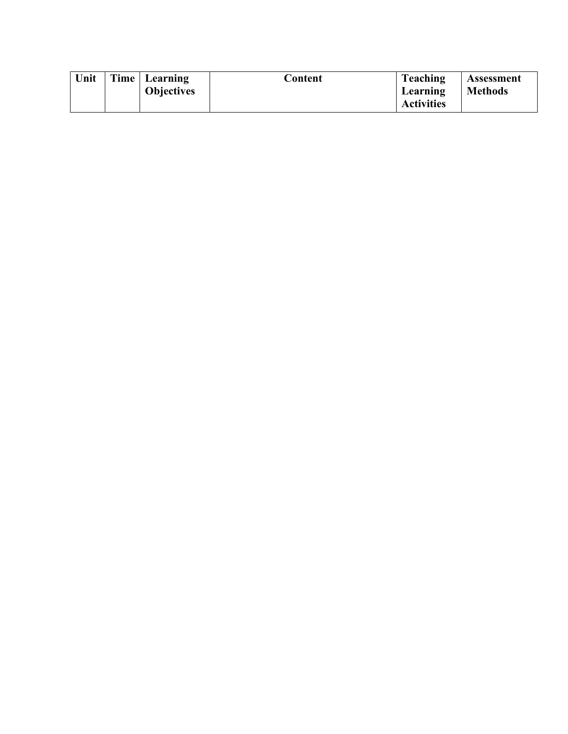| Unit | Time | Learning Objectives | Content | Teaching Learning Activities | Assessment Methods |
|---|---|---|---|---|---|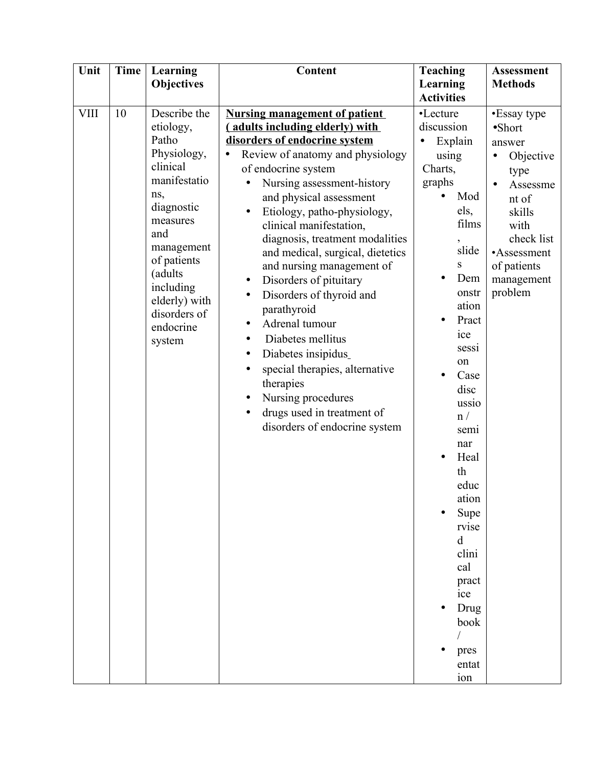| Unit | Time | Learning Objectives | Content | Teaching Learning Activities | Assessment Methods |
|---|---|---|---|---|---|
| VIII | 10 | Describe the etiology, Patho Physiology, clinical manifestations, diagnostic measures and management of patients (adults including elderly) with disorders of endocrine system | **<u>Nursing management of patient ( adults including elderly) with disorders of endocrine system</u>**<br>• Review of anatomy and physiology of endocrine system<br>• Nursing assessment-history and physical assessment<br>• Etiology, patho-physiology, clinical manifestation, diagnosis, treatment modalities and medical, surgical, dietetics and nursing management of<br>• Disorders of pituitary<br>• Disorders of thyroid and parathyroid<br>• Adrenal tumour<br>• Diabetes mellitus<br>• Diabetes insipidus<br>• special therapies, alternative therapies<br>• Nursing procedures<br>• drugs used in treatment of disorders of endocrine system | • Lecture discussion<br>• Explain using Charts, graphs<br>• Models, films, slides<br>• Demonstration<br>• Practice session<br>• Case discussion / seminar<br>• Health education<br>• Supervised clinical practice<br>• Drug book /<br>• presentation | • Essay type<br>• Short answer<br>• Objective type<br>• Assessment of skills with check list<br>• Assessment of patients management problem |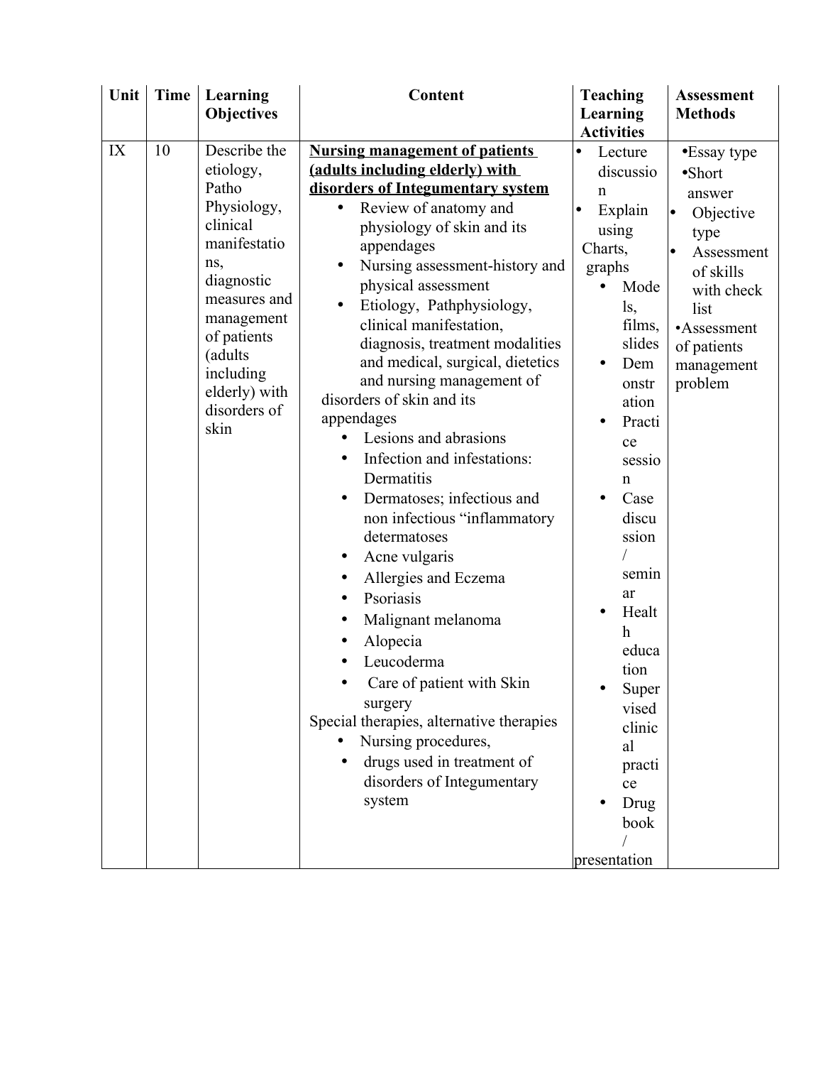| Unit | Time | Learning Objectives | Content | Teaching Learning Activities | Assessment Methods |
|---|---|---|---|---|---|
| IX | 10 | Describe the etiology, Patho Physiology, clinical manifestations, diagnostic measures and management of patients (adults including elderly) with disorders of skin | **<u>Nursing management of patients (adults including elderly) with disorders of Integumentary system</u>**<br>• Review of anatomy and physiology of skin and its appendages<br>• Nursing assessment-history and physical assessment<br>• Etiology, Pathphysiology, clinical manifestation, diagnosis, treatment modalities and medical, surgical, dietetics and nursing management of disorders of skin and its appendages<br>• Lesions and abrasions<br>• Infection and infestations: Dermatitis<br>• Dermatoses; infectious and non infectious "inflammatory determatoses<br>• Acne vulgaris<br>• Allergies and Eczema<br>• Psoriasis<br>• Malignant melanoma<br>• Alopecia<br>• Leucoderma<br>• Care of patient with Skin surgery<br>Special therapies, alternative therapies<br>• Nursing procedures,<br>• drugs used in treatment of disorders of Integumentary system | • Lecture discussion<br>• Explain using Charts, graphs<br>• Models, films, slides<br>• Demonstration<br>• Practice session<br>• Case discussion / seminar<br>• Health education<br>• Supervised clinical practice<br>• Drug book / presentation | • Essay type<br>• Short answer<br>• Objective type<br>• Assessment of skills with check list<br>• Assessment of patients management problem |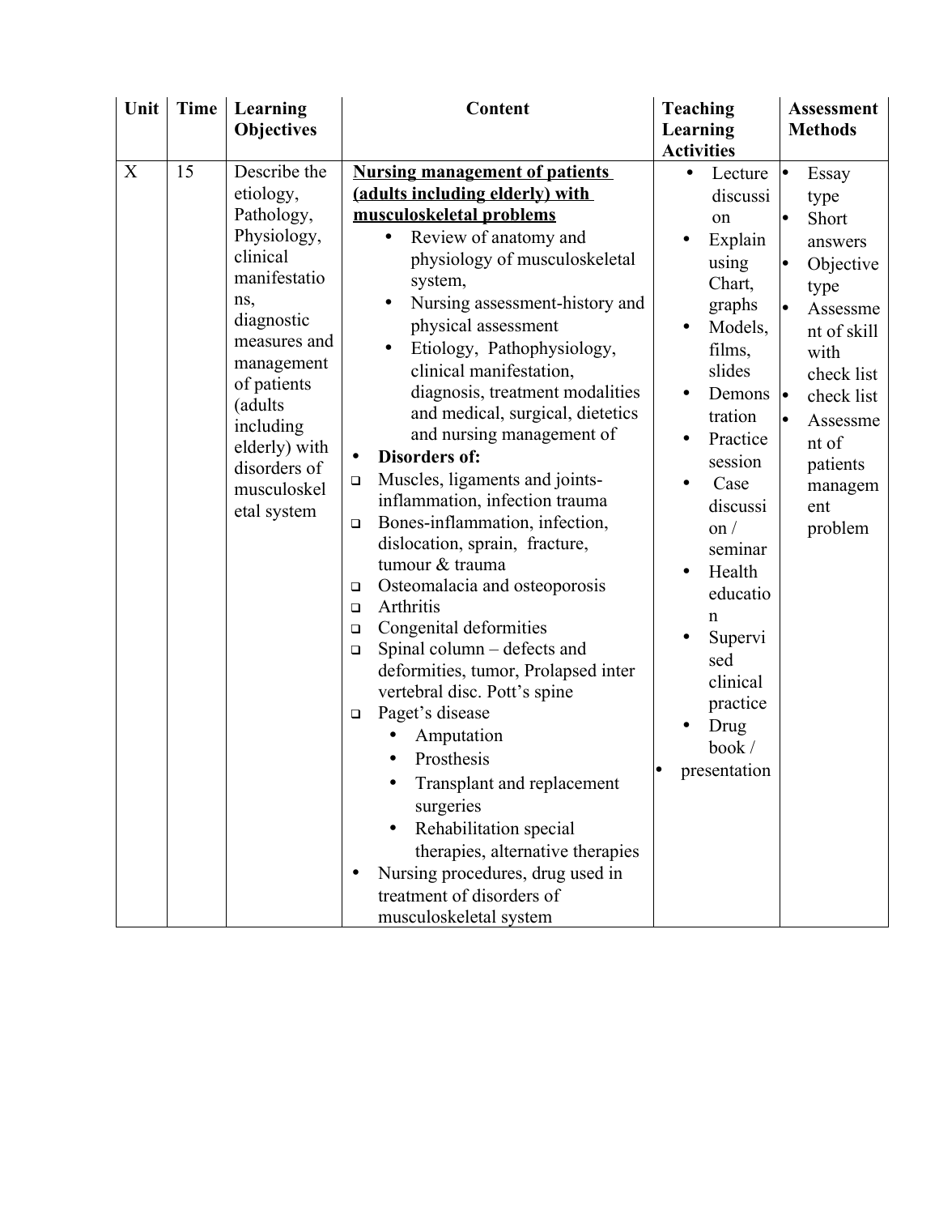| Unit | Time | Learning Objectives | Content | Teaching Learning Activities | Assessment Methods |
|---|---|---|---|---|---|
| X | 15 | Describe the etiology, Pathology, Physiology, clinical manifestations, diagnostic measures and management of patients (adults including elderly) with disorders of musculoskeletal system | **Nursing management of patients (adults including elderly) with musculoskeletal problems**<br>• Review of anatomy and physiology of musculoskeletal system,<br>• Nursing assessment-history and physical assessment<br>• Etiology, Pathophysiology, clinical manifestation, diagnosis, treatment modalities and medical, surgical, dietetics and nursing management of<br>• **Disorders of:**<br>❑ Muscles, ligaments and joints-inflammation, infection trauma<br>❑ Bones-inflammation, infection, dislocation, sprain, fracture, tumour & trauma<br>❑ Osteomalacia and osteoporosis<br>❑ Arthritis<br>❑ Congenital deformities<br>❑ Spinal column – defects and deformities, tumor, Prolapsed inter vertebral disc. Pott's spine<br>❑ Paget's disease<br>• Amputation<br>• Prosthesis<br>• Transplant and replacement surgeries<br>• Rehabilitation special therapies, alternative therapies<br>• Nursing procedures, drug used in treatment of disorders of musculoskeletal system | • Lecture discussion<br>• Explain using Chart, graphs<br>• Models, films, slides<br>• Demonstration<br>• Practice session<br>• Case discussion / seminar<br>• Health education<br>• Supervised clinical practice<br>• Drug book / presentation | • Essay type<br>• Short answers<br>• Objective type<br>• Assessment of skill with check list<br>• check list<br>• Assessment of patients management problem |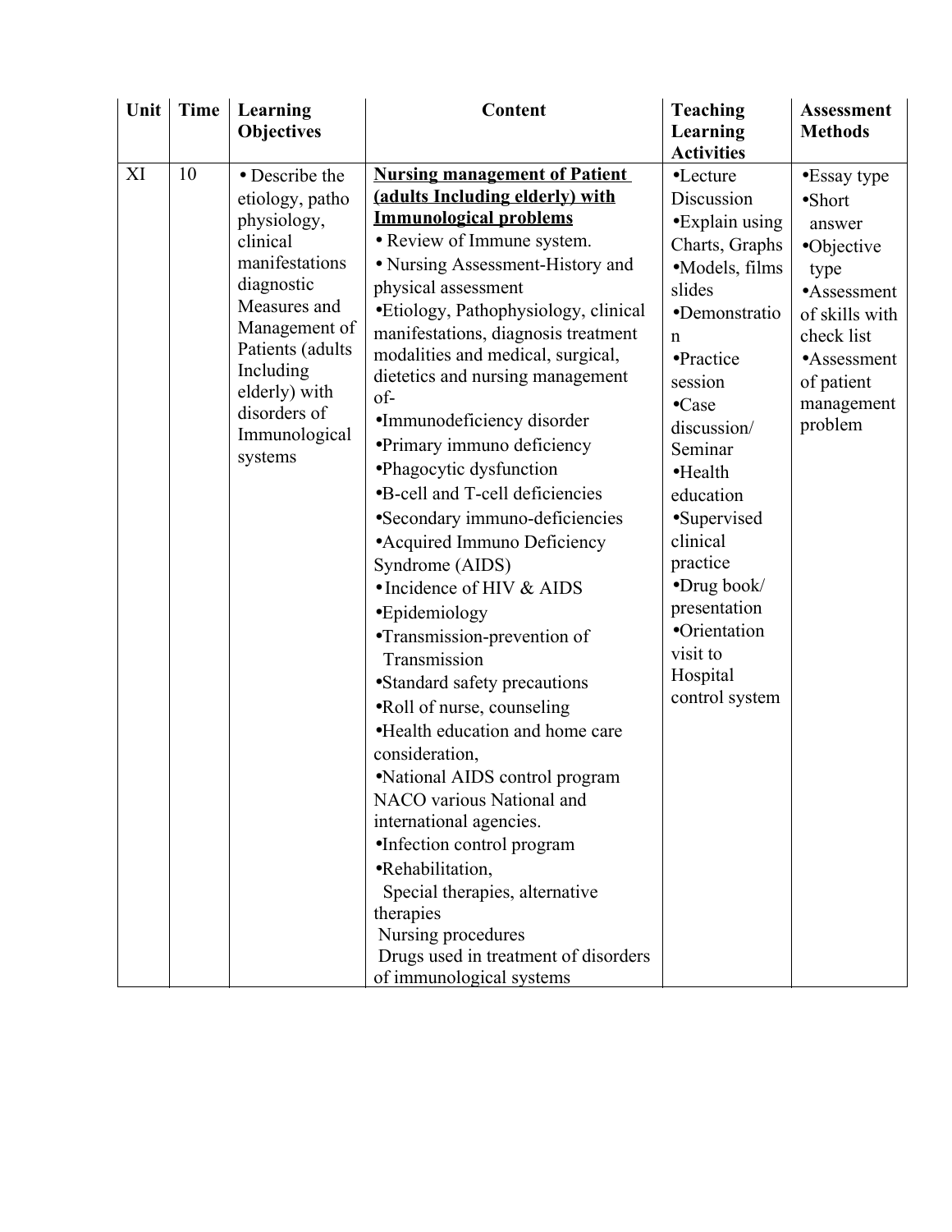| Unit | Time | Learning Objectives | Content | Teaching Learning Activities | Assessment Methods |
|---|---|---|---|---|---|
| XI | 10 | • Describe the etiology, patho physiology, clinical manifestations diagnostic Measures and Management of Patients (adults Including elderly) with disorders of Immunological systems | **<u>Nursing management of Patient (adults Including elderly) with Immunological problems</u>**<br>• Review of Immune system.<br>• Nursing Assessment-History and physical assessment<br>•Etiology, Pathophysiology, clinical manifestations, diagnosis treatment modalities and medical, surgical, dietetics and nursing management of-<br>•Immunodeficiency disorder<br>•Primary immuno deficiency<br>•Phagocytic dysfunction<br>•B-cell and T-cell deficiencies<br>•Secondary immuno-deficiencies<br>•Acquired Immuno Deficiency Syndrome (AIDS)<br>• Incidence of HIV & AIDS<br>•Epidemiology<br>•Transmission-prevention of Transmission<br>•Standard safety precautions<br>•Roll of nurse, counseling<br>•Health education and home care consideration,<br>•National AIDS control program NACO various National and international agencies.<br>•Infection control program<br>•Rehabilitation,<br>Special therapies, alternative therapies<br>Nursing procedures<br>Drugs used in treatment of disorders of immunological systems | •Lecture Discussion<br>•Explain using Charts, Graphs<br>•Models, films slides<br>•Demonstration<br>•Practice session<br>•Case discussion/ Seminar<br>•Health education<br>•Supervised clinical practice<br>•Drug book/ presentation<br>•Orientation visit to Hospital control system | •Essay type<br>•Short answer<br>•Objective type<br>•Assessment of skills with check list<br>•Assessment of patient management problem |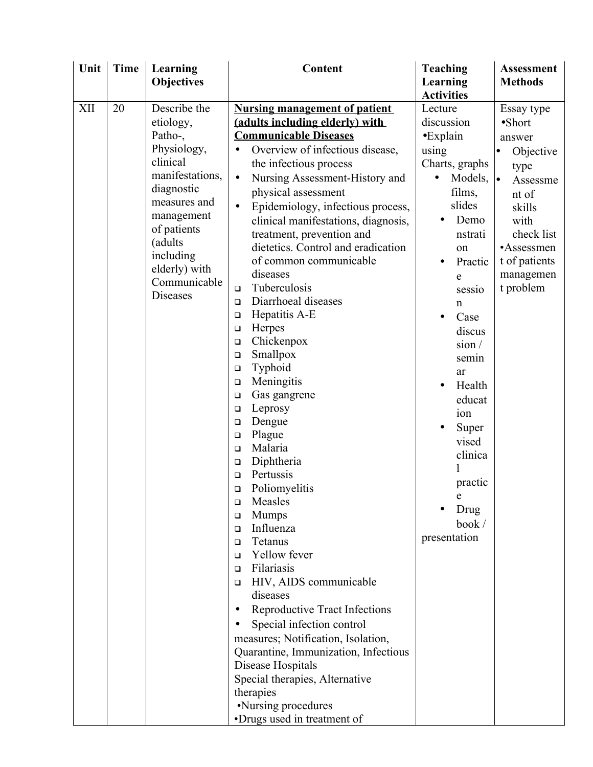| Unit | Time | Learning Objectives | Content | Teaching Learning Activities | Assessment Methods |
|---|---|---|---|---|---|
| XII | 20 | Describe the etiology, Patho-, Physiology, clinical manifestations, diagnostic measures and management of patients (adults including elderly) with Communicable Diseases | **<u>Nursing management of patient (adults including elderly) with Communicable Diseases</u>**<br>• Overview of infectious disease, the infectious process<br>• Nursing Assessment-History and physical assessment<br>• Epidemiology, infectious process, clinical manifestations, diagnosis, treatment, prevention and dietetics. Control and eradication of common communicable diseases<br>❑ Tuberculosis<br>❑ Diarrhoeal diseases<br>❑ Hepatitis A-E<br>❑ Herpes<br>❑ Chickenpox<br>❑ Smallpox<br>❑ Typhoid<br>❑ Meningitis<br>❑ Gas gangrene<br>❑ Leprosy<br>❑ Dengue<br>❑ Plague<br>❑ Malaria<br>❑ Diphtheria<br>❑ Pertussis<br>❑ Poliomyelitis<br>❑ Measles<br>❑ Mumps<br>❑ Influenza<br>❑ Tetanus<br>❑ Yellow fever<br>❑ Filariasis<br>❑ HIV, AIDS communicable diseases<br>• Reproductive Tract Infections<br>• Special infection control measures; Notification, Isolation, Quarantine, Immunization, Infectious Disease Hospitals<br>Special therapies, Alternative therapies<br>•Nursing procedures<br>•Drugs used in treatment of | Lecture discussion<br>•Explain using Charts, graphs<br>• Models, films, slides<br>• Demonstration<br>• Practice session<br>• Case discussion / seminar<br>• Health education<br>• Supervised clinical practice<br>• Drug book / presentation | Essay type<br>•Short answer<br>• Objective type<br>• Assessment of skills with check list<br>•Assessment of patients management problem |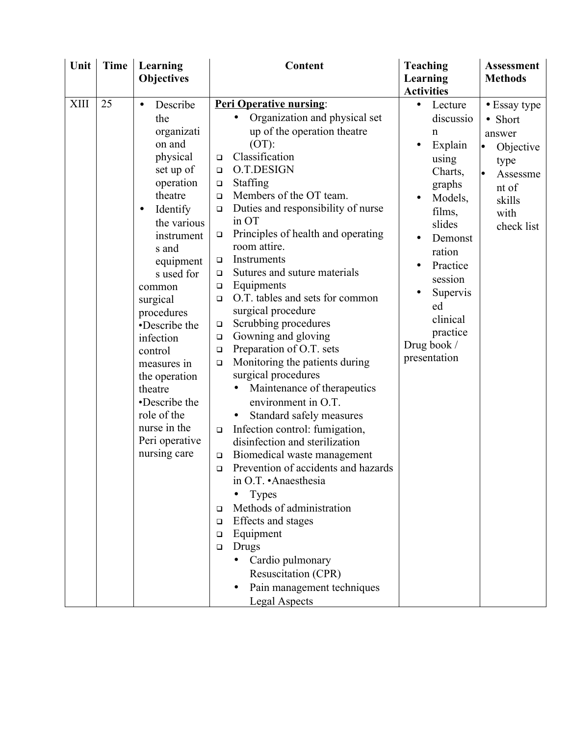| Unit | Time | Learning Objectives | Content | Teaching Learning Activities | Assessment Methods |
|---|---|---|---|---|---|
| XIII | 25 | • Describe the organization and physical set up of operation theatre<br>• Identify the various instruments and equipments used for common surgical procedures<br>•Describe the infection control measures in the operation theatre<br>•Describe the role of the nurse in the Peri operative nursing care | **<u>Peri Operative nursing</u>**:<br>• Organization and physical set up of the operation theatre (OT):<br>❑ Classification<br>❑ O.T.DESIGN<br>❑ Staffing<br>❑ Members of the OT team.<br>❑ Duties and responsibility of nurse in OT<br>❑ Principles of health and operating room attire.<br>❑ Instruments<br>❑ Sutures and suture materials<br>❑ Equipments<br>❑ O.T. tables and sets for common surgical procedure<br>❑ Scrubbing procedures<br>❑ Gowning and gloving<br>❑ Preparation of O.T. sets<br>❑ Monitoring the patients during surgical procedures<br>• Maintenance of therapeutics environment in O.T.<br>• Standard safely measures<br>❑ Infection control: fumigation, disinfection and sterilization<br>❑ Biomedical waste management<br>❑ Prevention of accidents and hazards in O.T. •Anaesthesia<br>• Types<br>❑ Methods of administration<br>❑ Effects and stages<br>❑ Equipment<br>❑ Drugs<br>• Cardio pulmonary Resuscitation (CPR)<br>• Pain management techniques Legal Aspects | • Lecture discussion<br>• Explain using Charts, graphs<br>• Models, films, slides<br>• Demonstration<br>• Practice session<br>• Supervised clinical practice<br>Drug book / presentation | • Essay type<br>• Short answer<br>• Objective type<br>• Assessment of skills with check list |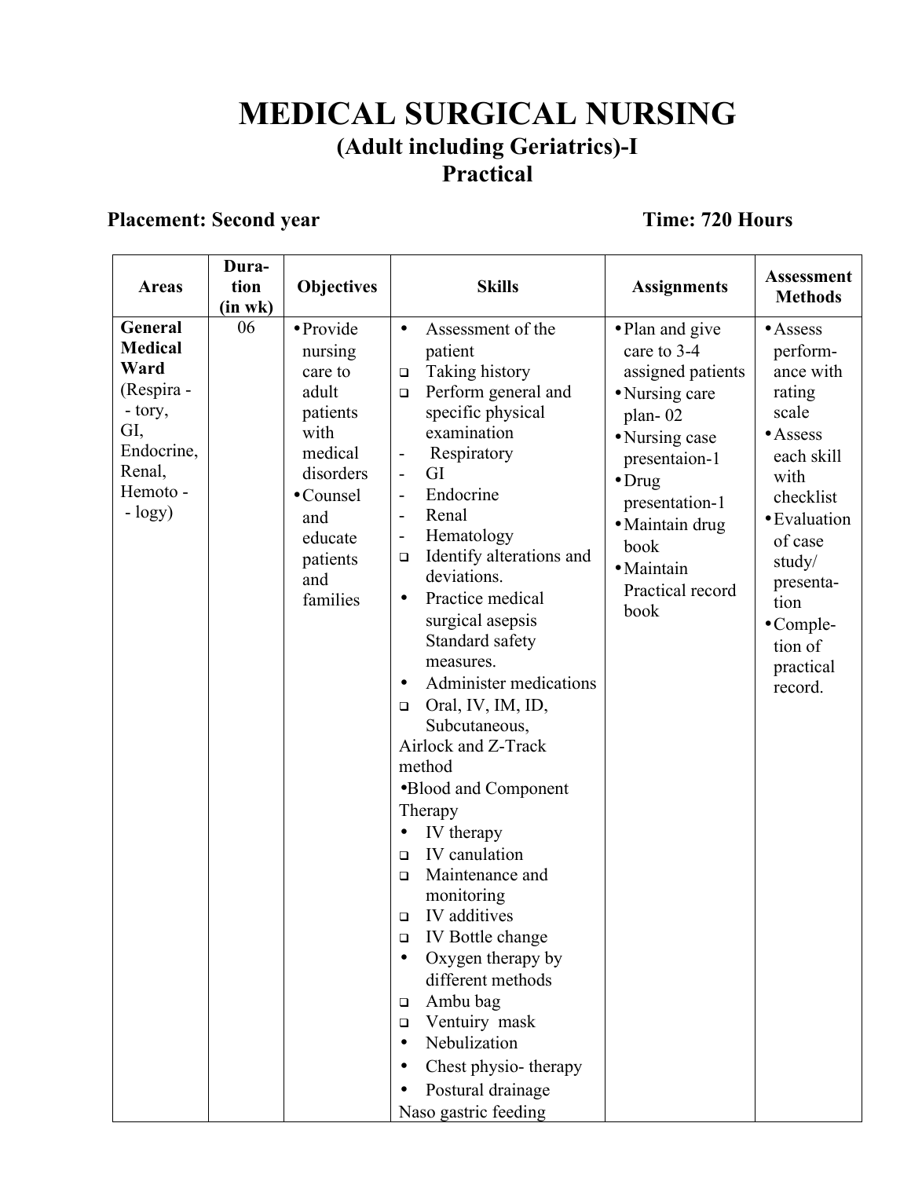# MEDICAL SURGICAL NURSING

## (Adult including Geriatrics)-I

## Practical

**Placement: Second year** **Time: 720 Hours**

| Areas | Dura-tion (in wk) | Objectives | Skills | Assignments | Assessment Methods |
|---|---|---|---|---|---|
| **General Medical Ward** (Respira - - tory, GI, Endocrine, Renal, Hemoto - - logy) | 06 | • Provide nursing care to adult patients with medical disorders<br>• Counsel and educate patients and families | • Assessment of the patient<br>❑ Taking history<br>❑ Perform general and specific physical examination<br>- Respiratory<br>- GI<br>- Endocrine<br>- Renal<br>- Hematology<br>❑ Identify alterations and deviations.<br>• Practice medical surgical asepsis Standard safety measures.<br>• Administer medications<br>❑ Oral, IV, IM, ID, Subcutaneous, Airlock and Z-Track method<br>• Blood and Component Therapy<br>• IV therapy<br>❑ IV canulation<br>❑ Maintenance and monitoring<br>❑ IV additives<br>❑ IV Bottle change<br>• Oxygen therapy by different methods<br>❑ Ambu bag<br>❑ Venturiy mask<br>• Nebulization<br>• Chest physio- therapy<br>• Postural drainage<br>Naso gastric feeding | • Plan and give care to 3-4 assigned patients<br>• Nursing care plan- 02<br>• Nursing case presentaion-1<br>• Drug presentation-1<br>• Maintain drug book<br>• Maintain Practical record book | • Assess perform-ance with rating scale<br>• Assess each skill with checklist<br>• Evaluation of case study/ presenta-tion<br>• Comple-tion of practical record. |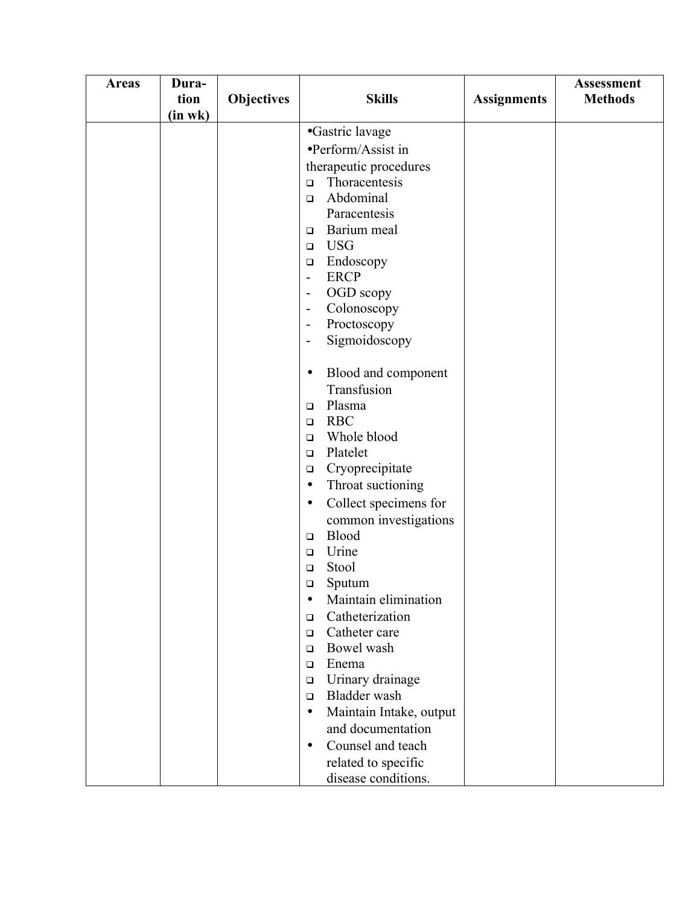| Areas | Dura-tion (in wk) | Objectives | Skills | Assignments | Assessment Methods |
|---|---|---|---|---|---|
| | | | •Gastric lavage<br>•Perform/Assist in therapeutic procedures<br>❑ Thoracentesis<br>❑ Abdominal Paracentesis<br>❑ Barium meal<br>❑ USG<br>❑ Endoscopy<br>- ERCP<br>- OGD scopy<br>- Colonoscopy<br>- Proctoscopy<br>- Sigmoidoscopy<br><br>• Blood and component Transfusion<br>❑ Plasma<br>❑ RBC<br>❑ Whole blood<br>❑ Platelet<br>❑ Cryoprecipitate<br>• Throat suctioning<br>• Collect specimens for common investigations<br>❑ Blood<br>❑ Urine<br>❑ Stool<br>❑ Sputum<br>• Maintain elimination<br>❑ Catheterization<br>❑ Catheter care<br>❑ Bowel wash<br>❑ Enema<br>❑ Urinary drainage<br>❑ Bladder wash<br>• Maintain Intake, output and documentation<br>• Counsel and teach related to specific disease conditions. | | |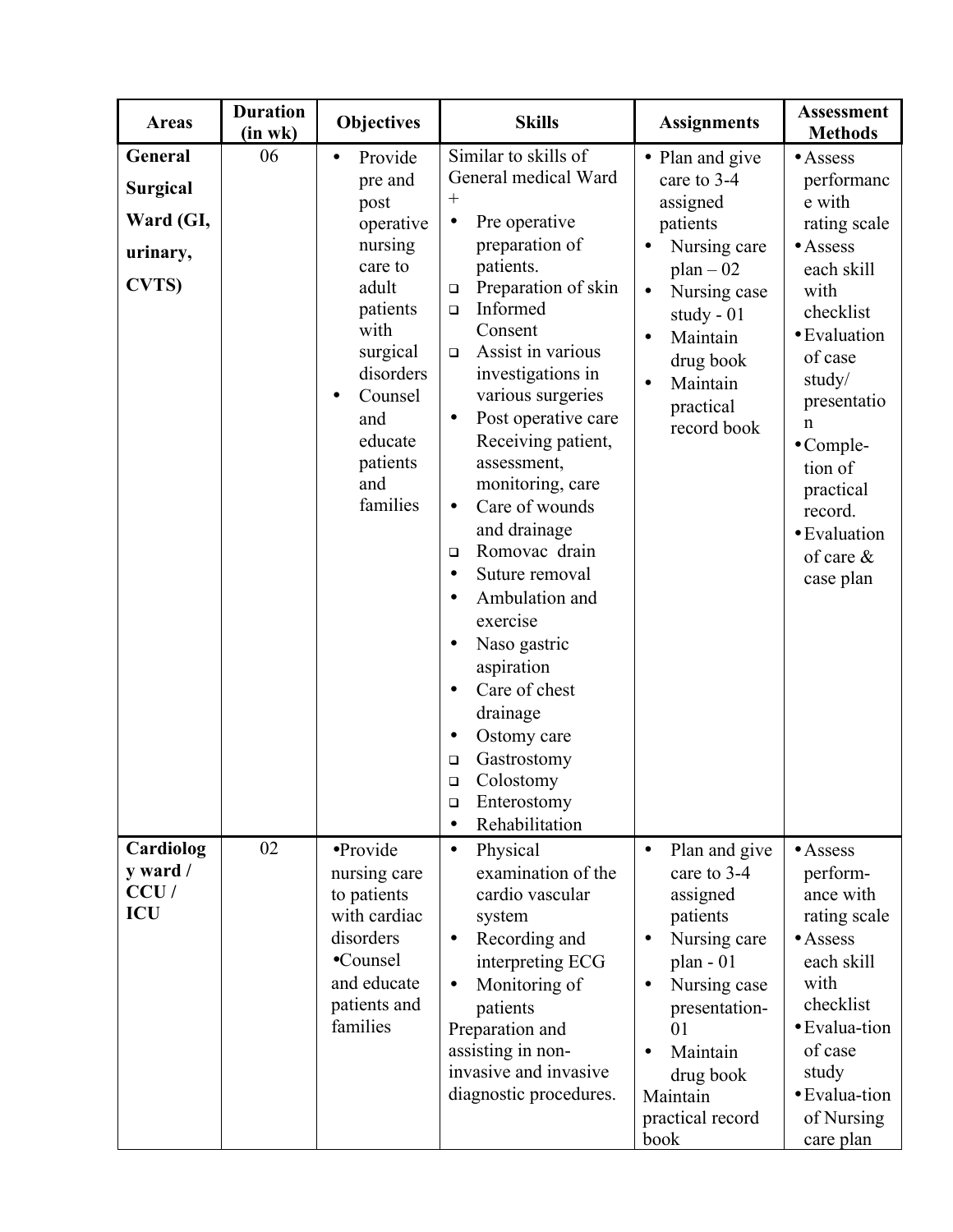| Areas | Duration (in wk) | Objectives | Skills | Assignments | Assessment Methods |
|---|---|---|---|---|---|
| **General Surgical Ward (GI, urinary, CVTS)** | 06 | • Provide pre and post operative nursing care to adult patients with surgical disorders<br>• Counsel and educate patients and families | Similar to skills of General medical Ward +<br>• Pre operative preparation of patients.<br>❑ Preparation of skin<br>❑ Informed Consent<br>❑ Assist in various investigations in various surgeries<br>• Post operative care Receiving patient, assessment, monitoring, care<br>• Care of wounds and drainage<br>❑ Romovac drain<br>• Suture removal<br>• Ambulation and exercise<br>• Naso gastric aspiration<br>• Care of chest drainage<br>• Ostomy care<br>❑ Gastrostomy<br>❑ Colostomy<br>❑ Enterostomy<br>• Rehabilitation | • Plan and give care to 3-4 assigned patients<br>• Nursing care plan – 02<br>• Nursing case study - 01<br>• Maintain drug book<br>• Maintain practical record book | • Assess performance with rating scale<br>• Assess each skill with checklist<br>• Evaluation of case study/ presentation<br>• Completion of practical record.<br>• Evaluation of care & case plan |
| **Cardiology ward / CCU / ICU** | 02 | • Provide nursing care to patients with cardiac disorders<br>• Counsel and educate patients and families | • Physical examination of the cardio vascular system<br>• Recording and interpreting ECG<br>• Monitoring of patients<br>Preparation and assisting in non-invasive and invasive diagnostic procedures. | • Plan and give care to 3-4 assigned patients<br>• Nursing care plan - 01<br>• Nursing case presentation-01<br>• Maintain drug book<br>Maintain practical record book | • Assess performance with rating scale<br>• Assess each skill with checklist<br>• Evaluation of case study<br>• Evaluation of Nursing care plan |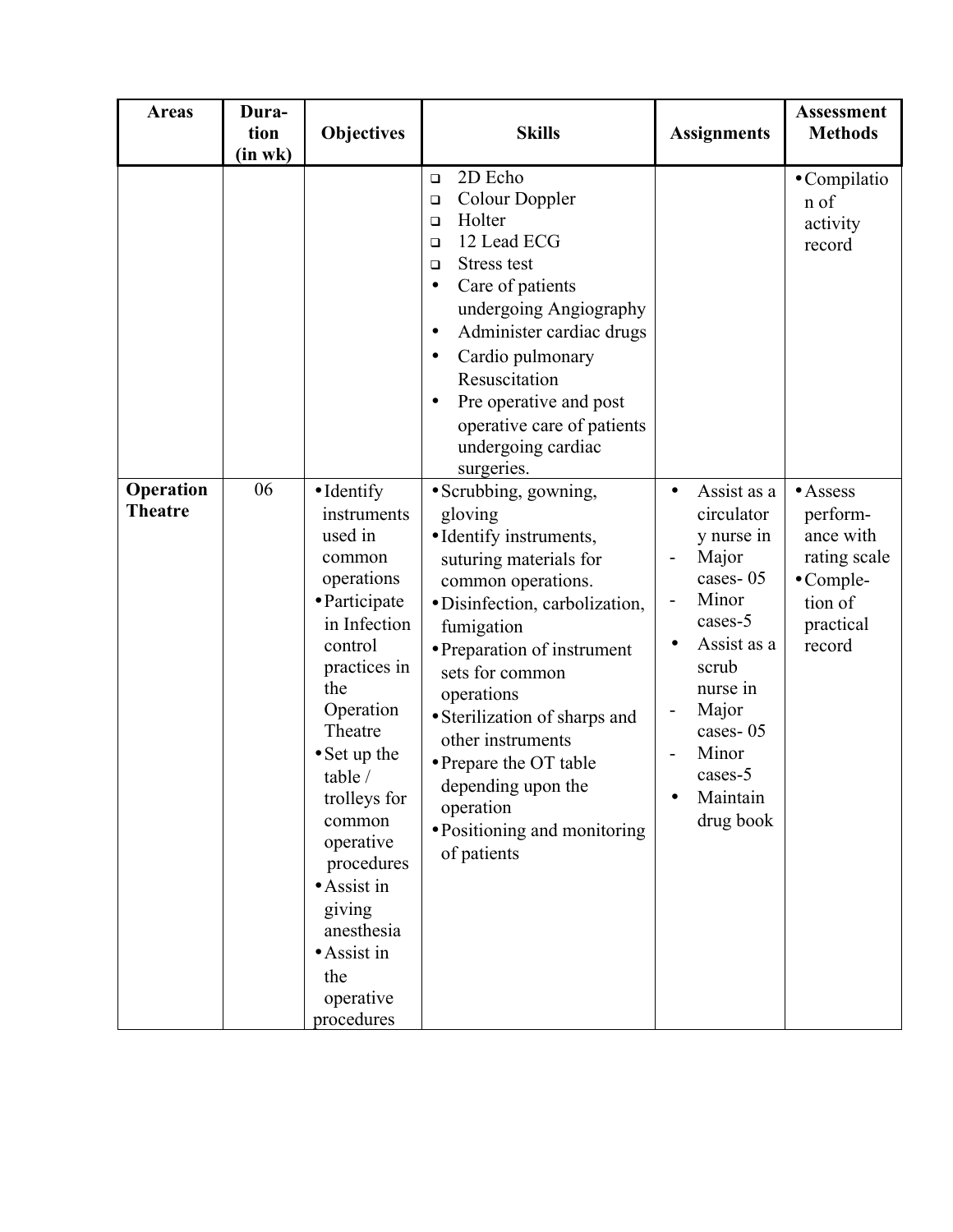| Areas | Duration (in wk) | Objectives | Skills | Assignments | Assessment Methods |
|---|---|---|---|---|---|
| | | | ❑ 2D Echo<br>❑ Colour Doppler<br>❑ Holter<br>❑ 12 Lead ECG<br>❑ Stress test<br>• Care of patients undergoing Angiography<br>• Administer cardiac drugs<br>• Cardio pulmonary Resuscitation<br>• Pre operative and post operative care of patients undergoing cardiac surgeries. | | • Compilation of activity record |
| **Operation Theatre** | 06 | • Identify instruments used in common operations<br>• Participate in Infection control practices in the Operation Theatre<br>• Set up the table / trolleys for common operative procedures<br>• Assist in giving anesthesia<br>• Assist in the operative procedures | • Scrubbing, gowning, gloving<br>• Identify instruments, suturing materials for common operations.<br>• Disinfection, carbolization, fumigation<br>• Preparation of instrument sets for common operations<br>• Sterilization of sharps and other instruments<br>• Prepare the OT table depending upon the operation<br>• Positioning and monitoring of patients | • Assist as a circulatory nurse in<br>- Major cases- 05<br>- Minor cases-5<br>• Assist as a scrub nurse in<br>- Major cases- 05<br>- Minor cases-5<br>• Maintain drug book | • Assess performance with rating scale<br>• Completion of practical record |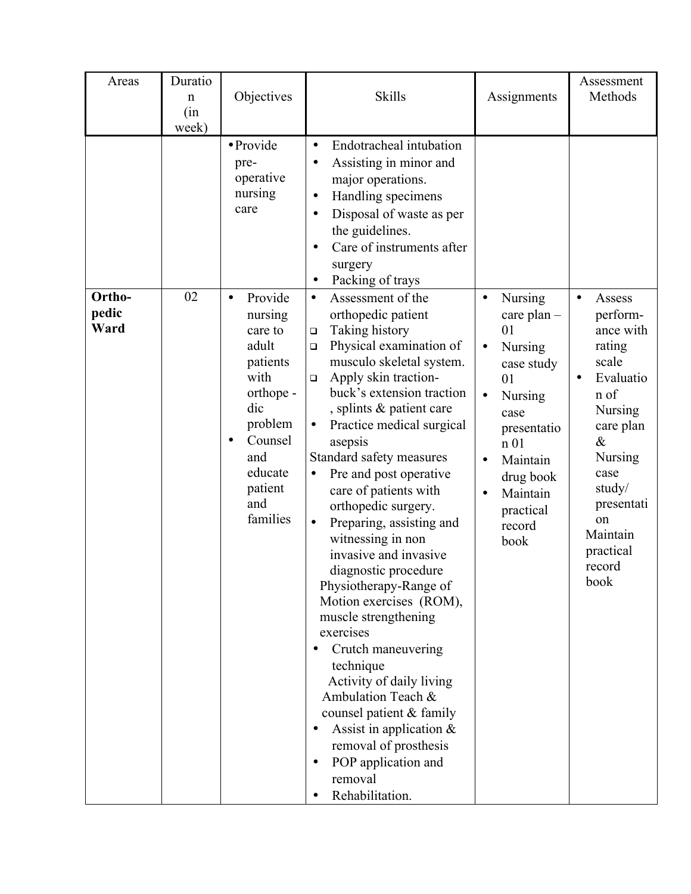| Areas | Duration (in week) | Objectives | Skills | Assignments | Assessment Methods |
|---|---|---|---|---|---|
| | | • Provide pre-operative nursing care | • Endotracheal intubation<br>• Assisting in minor and major operations.<br>• Handling specimens<br>• Disposal of waste as per the guidelines.<br>• Care of instruments after surgery<br>• Packing of trays | | |
| **Ortho-pedic Ward** | 02 | • Provide nursing care to adult patients with orthope -dic problem<br>• Counsel and educate patient and families | • Assessment of the orthopedic patient<br>❑ Taking history<br>❑ Physical examination of musculo skeletal system.<br>❑ Apply skin traction- buck's extension traction , splints & patient care<br>• Practice medical surgical asepsis<br>Standard safety measures<br>• Pre and post operative care of patients with orthopedic surgery.<br>• Preparing, assisting and witnessing in non invasive and invasive diagnostic procedure<br>Physiotherapy-Range of Motion exercises (ROM), muscle strengthening exercises<br>• Crutch maneuvering technique<br>Activity of daily living<br>Ambulation Teach & counsel patient & family<br>• Assist in application & removal of prosthesis<br>• POP application and removal<br>• Rehabilitation. | • Nursing care plan – 01<br>• Nursing case study 01<br>• Nursing case presentation 01<br>• Maintain drug book<br>• Maintain practical record book | • Assess performance with rating scale<br>• Evaluation of Nursing care plan & Nursing case study/ presentation<br>Maintain practical record book |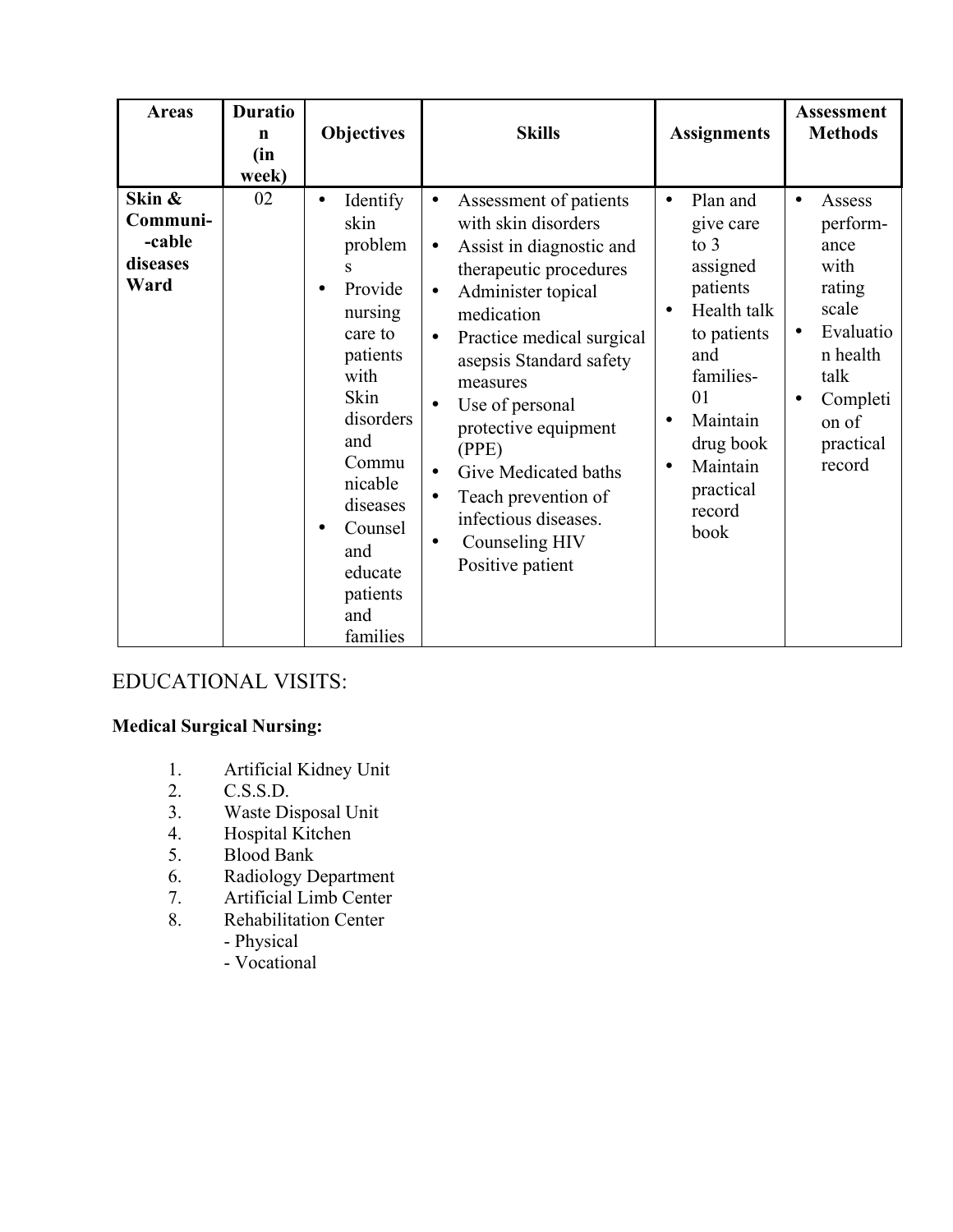| Areas | Duration (in week) | Objectives | Skills | Assignments | Assessment Methods |
|---|---|---|---|---|---|
| **Skin & Communi-cable diseases Ward** | 02 | • Identify skin problems<br>• Provide nursing care to patients with Skin disorders and Communicable diseases<br>• Counsel and educate patients and families | • Assessment of patients with skin disorders<br>• Assist in diagnostic and therapeutic procedures<br>• Administer topical medication<br>• Practice medical surgical asepsis Standard safety measures<br>• Use of personal protective equipment (PPE)<br>• Give Medicated baths<br>• Teach prevention of infectious diseases.<br>• Counseling HIV Positive patient | • Plan and give care to 3 assigned patients<br>• Health talk to patients and families-01<br>• Maintain drug book<br>• Maintain practical record book | • Assess performance with rating scale<br>• Evaluation health talk<br>• Completion of practical record |

## EDUCATIONAL VISITS:

**Medical Surgical Nursing:**

1. Artificial Kidney Unit
2. C.S.S.D.
3. Waste Disposal Unit
4. Hospital Kitchen
5. Blood Bank
6. Radiology Department
7. Artificial Limb Center
8. Rehabilitation Center
   - Physical
   - Vocational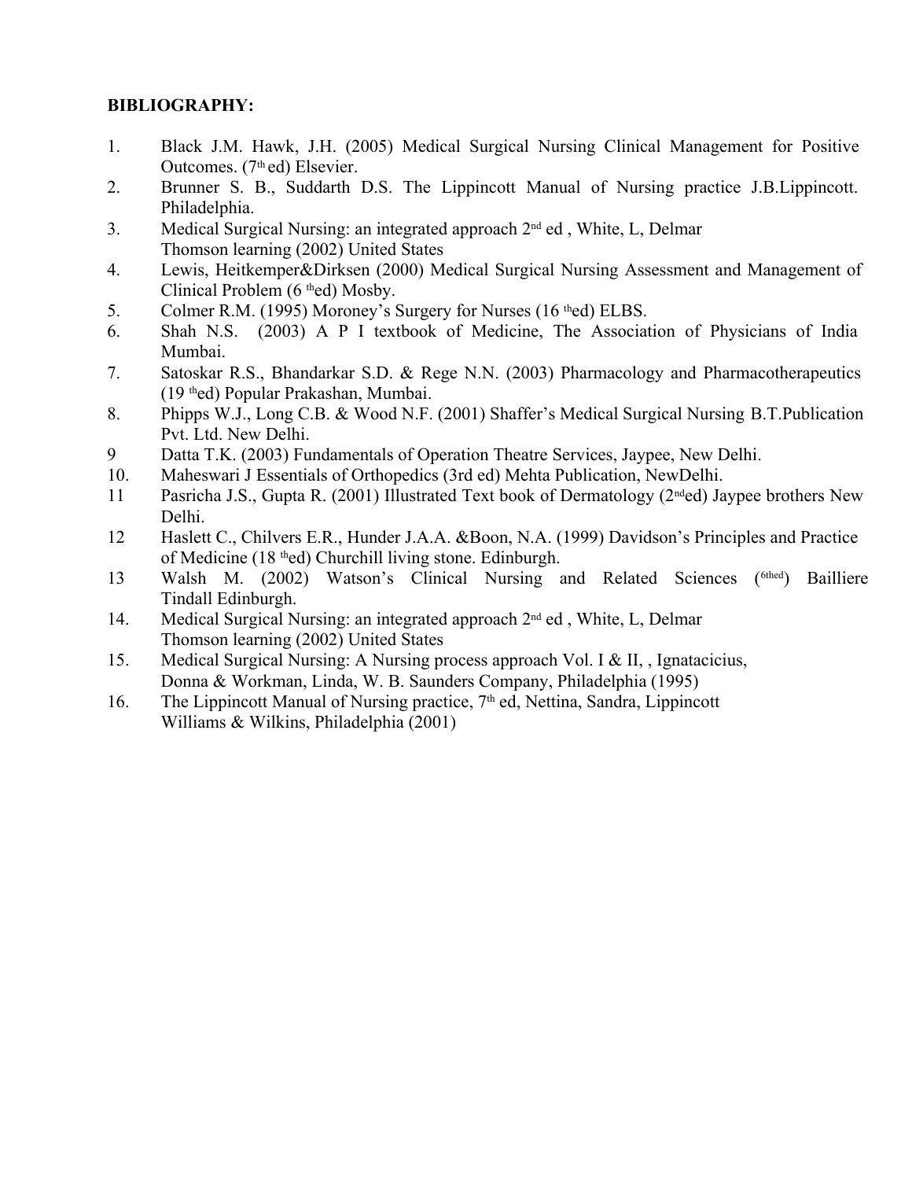**BIBLIOGRAPHY:**

1. Black J.M. Hawk, J.H. (2005) Medical Surgical Nursing Clinical Management for Positive Outcomes. (7th ed) Elsevier.
2. Brunner S. B., Suddarth D.S. The Lippincott Manual of Nursing practice J.B.Lippincott. Philadelphia.
3. Medical Surgical Nursing: an integrated approach 2nd ed , White, L, Delmar Thomson learning (2002) United States
4. Lewis, Heitkemper&Dirksen (2000) Medical Surgical Nursing Assessment and Management of Clinical Problem (6 thed) Mosby.
5. Colmer R.M. (1995) Moroney's Surgery for Nurses (16 thed) ELBS.
6. Shah N.S. (2003) A P I textbook of Medicine, The Association of Physicians of India Mumbai.
7. Satoskar R.S., Bhandarkar S.D. & Rege N.N. (2003) Pharmacology and Pharmacotherapeutics (19 thed) Popular Prakashan, Mumbai.
8. Phipps W.J., Long C.B. & Wood N.F. (2001) Shaffer's Medical Surgical Nursing B.T.Publication Pvt. Ltd. New Delhi.
9. Datta T.K. (2003) Fundamentals of Operation Theatre Services, Jaypee, New Delhi.
10. Maheswari J Essentials of Orthopedics (3rd ed) Mehta Publication, NewDelhi.
11. Pasricha J.S., Gupta R. (2001) Illustrated Text book of Dermatology (2nded) Jaypee brothers New Delhi.
12. Haslett C., Chilvers E.R., Hunder J.A.A. &Boon, N.A. (1999) Davidson's Principles and Practice of Medicine (18 thed) Churchill living stone. Edinburgh.
13. Walsh M. (2002) Watson's Clinical Nursing and Related Sciences (6thed) Bailliere Tindall Edinburgh.
14. Medical Surgical Nursing: an integrated approach 2nd ed , White, L, Delmar Thomson learning (2002) United States
15. Medical Surgical Nursing: A Nursing process approach Vol. I & II, , Ignatacicius, Donna & Workman, Linda, W. B. Saunders Company, Philadelphia (1995)
16. The Lippincott Manual of Nursing practice, 7th ed, Nettina, Sandra, Lippincott Williams & Wilkins, Philadelphia (2001)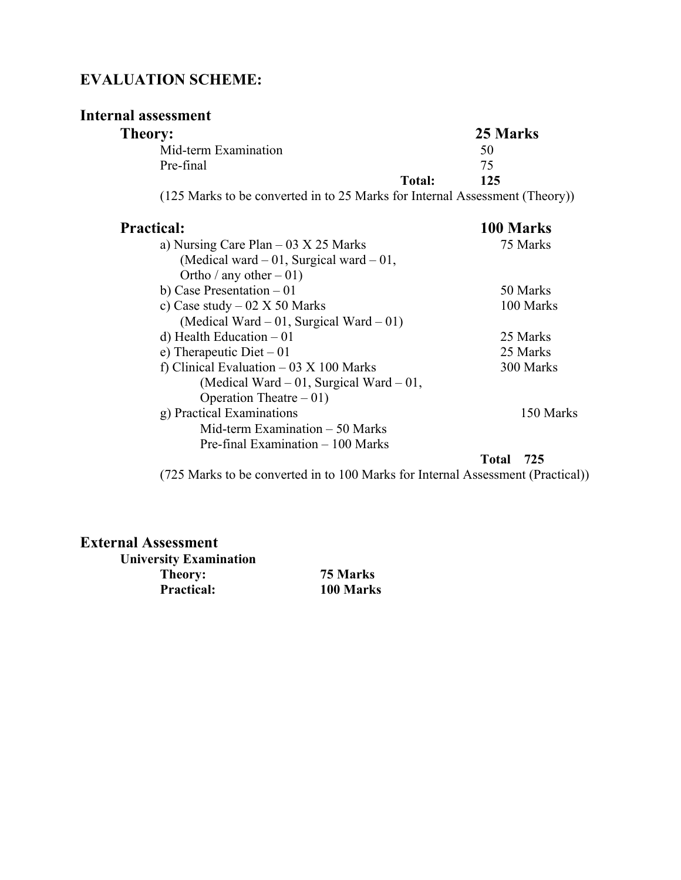## EVALUATION SCHEME:

### Internal assessment

**Theory: 25 Marks**

| | |
|---|---|
| Mid-term Examination | 50 |
| Pre-final | 75 |
| **Total:** | **125** |

(125 Marks to be converted in to 25 Marks for Internal Assessment (Theory))

**Practical: 100 Marks**

| | |
|---|---|
| a) Nursing Care Plan – 03 X 25 Marks (Medical ward – 01, Surgical ward – 01, Ortho / any other – 01) | 75 Marks |
| b) Case Presentation – 01 | 50 Marks |
| c) Case study – 02 X 50 Marks (Medical Ward – 01, Surgical Ward – 01) | 100 Marks |
| d) Health Education – 01 | 25 Marks |
| e) Therapeutic Diet – 01 | 25 Marks |
| f) Clinical Evaluation – 03 X 100 Marks (Medical Ward – 01, Surgical Ward – 01, Operation Theatre – 01) | 300 Marks |
| g) Practical Examinations<br>Mid-term Examination – 50 Marks<br>Pre-final Examination – 100 Marks | 150 Marks |
| **Total** | **725** |

(725 Marks to be converted in to 100 Marks for Internal Assessment (Practical))

### External Assessment

**University Examination**

**Theory:** **75 Marks**

**Practical:** **100 Marks**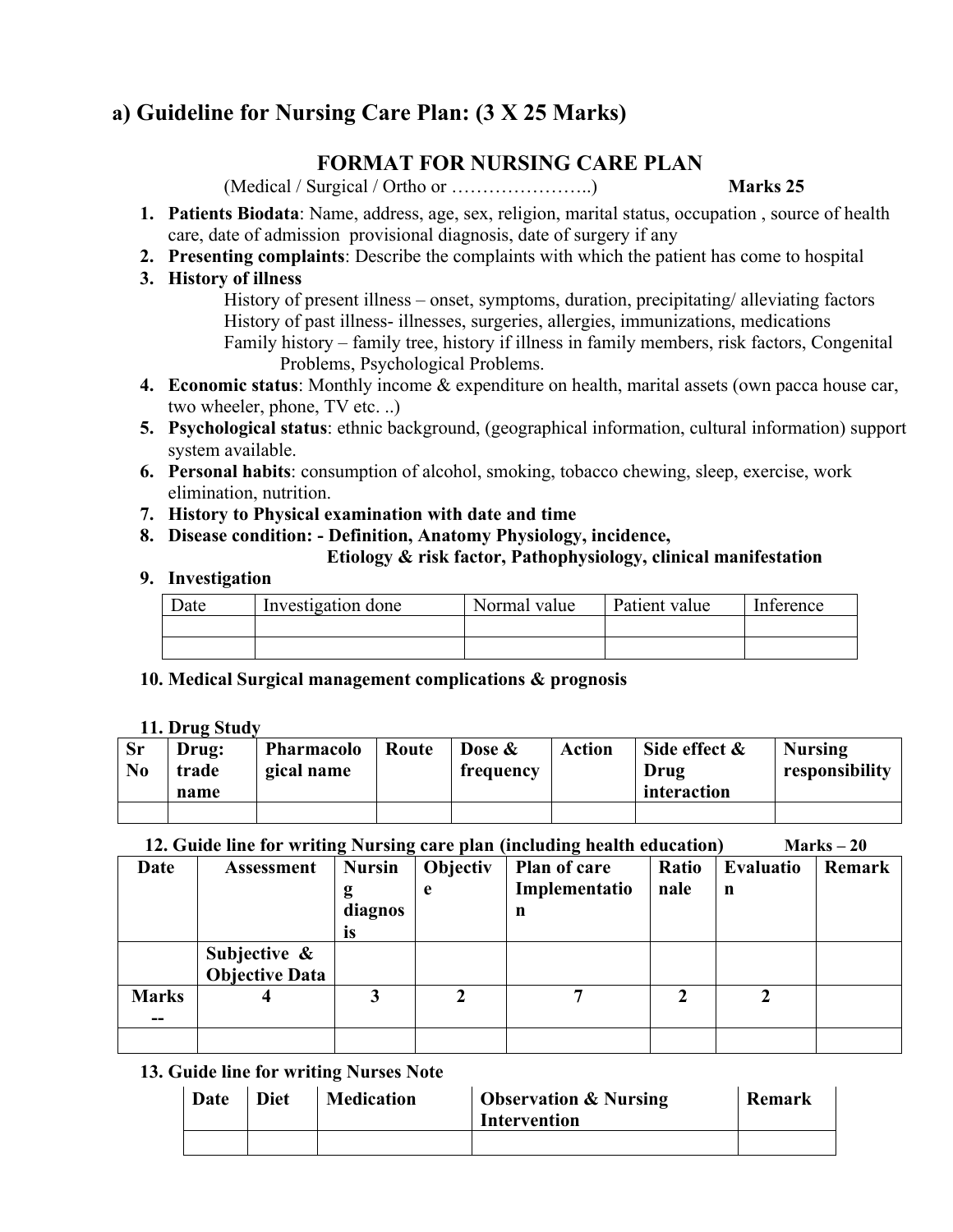## a) Guideline for Nursing Care Plan: (3 X 25 Marks)

### FORMAT FOR NURSING CARE PLAN

(Medical / Surgical / Ortho or …………………..) **Marks 25**

1. **Patients Biodata**: Name, address, age, sex, religion, marital status, occupation , source of health care, date of admission provisional diagnosis, date of surgery if any
2. **Presenting complaints**: Describe the complaints with which the patient has come to hospital
3. **History of illness**
   History of present illness – onset, symptoms, duration, precipitating/ alleviating factors
   History of past illness- illnesses, surgeries, allergies, immunizations, medications
   Family history – family tree, history if illness in family members, risk factors, Congenital Problems, Psychological Problems.
4. **Economic status**: Monthly income & expenditure on health, marital assets (own pacca house car, two wheeler, phone, TV etc. ..)
5. **Psychological status**: ethnic background, (geographical information, cultural information) support system available.
6. **Personal habits**: consumption of alcohol, smoking, tobacco chewing, sleep, exercise, work elimination, nutrition.
7. **History to Physical examination with date and time**
8. **Disease condition: - Definition, Anatomy Physiology, incidence, Etiology & risk factor, Pathophysiology, clinical manifestation**
9. **Investigation**

| Date | Investigation done | Normal value | Patient value | Inference |
|---|---|---|---|---|
| | | | | |
| | | | | |

**10. Medical Surgical management complications & prognosis**

**11. Drug Study**

| Sr No | Drug: trade name | Pharmacological name | Route | Dose & frequency | Action | Side effect & Drug interaction | Nursing responsibility |
|---|---|---|---|---|---|---|---|
| | | | | | | | |

**12. Guide line for writing Nursing care plan (including health education)** **Marks – 20**

| Date | Assessment | Nursing diagnosis | Objective | Plan of care Implementation | Rationale | Evaluation | Remark |
|---|---|---|---|---|---|---|---|
| | **Subjective & Objective Data** | | | | | | |
| **Marks --** | **4** | **3** | **2** | **7** | **2** | **2** | |
| | | | | | | | |

**13. Guide line for writing Nurses Note**

| Date | Diet | Medication | Observation & Nursing Intervention | Remark |
|---|---|---|---|---|
| | | | | |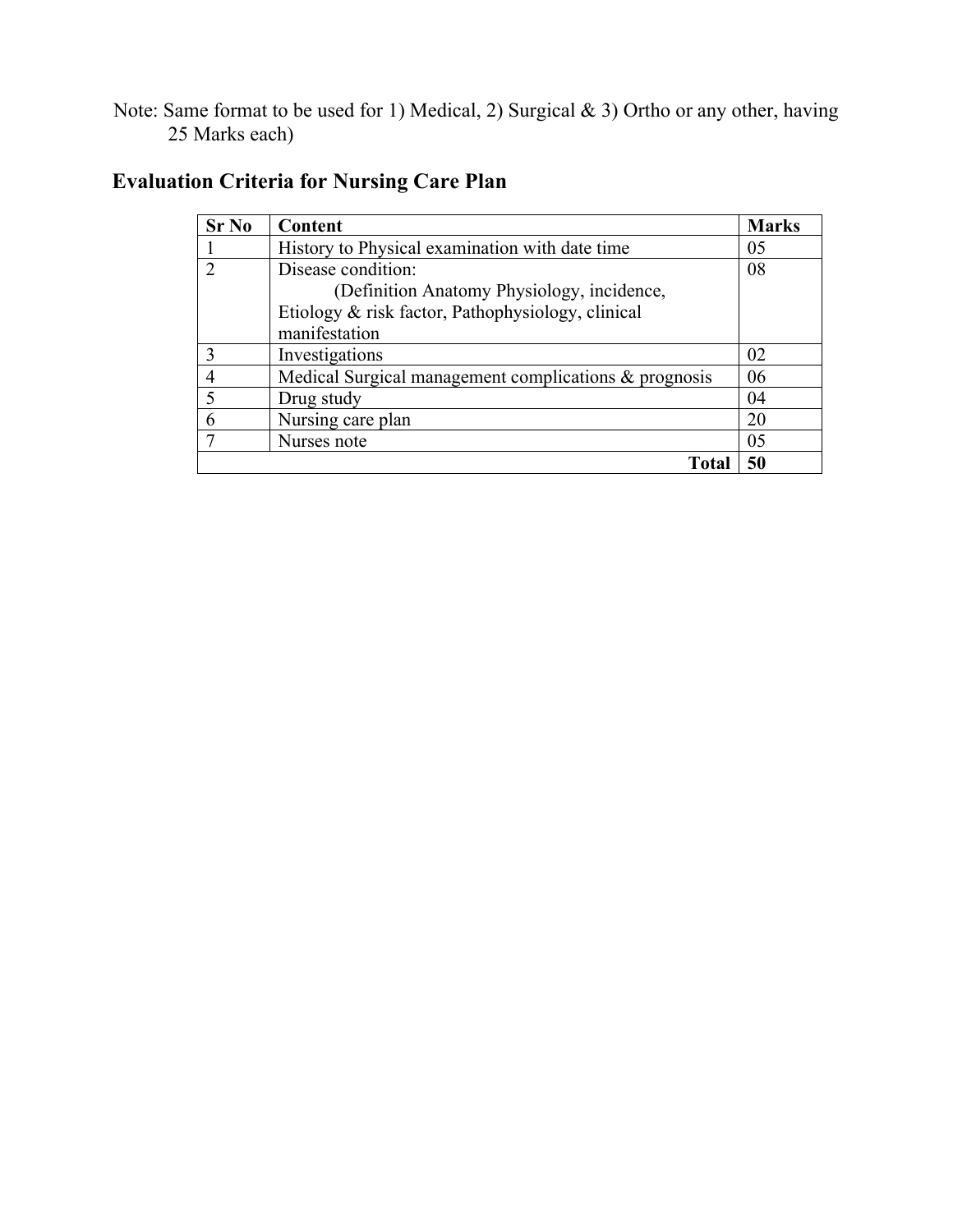Note: Same format to be used for 1) Medical, 2) Surgical & 3) Ortho or any other, having 25 Marks each)

## Evaluation Criteria for Nursing Care Plan

| Sr No | Content | Marks |
|---|---|---|
| 1 | History to Physical examination with date time | 05 |
| 2 | Disease condition: (Definition Anatomy Physiology, incidence, Etiology & risk factor, Pathophysiology, clinical manifestation | 08 |
| 3 | Investigations | 02 |
| 4 | Medical Surgical management complications & prognosis | 06 |
| 5 | Drug study | 04 |
| 6 | Nursing care plan | 20 |
| 7 | Nurses note | 05 |
| | **Total** | **50** |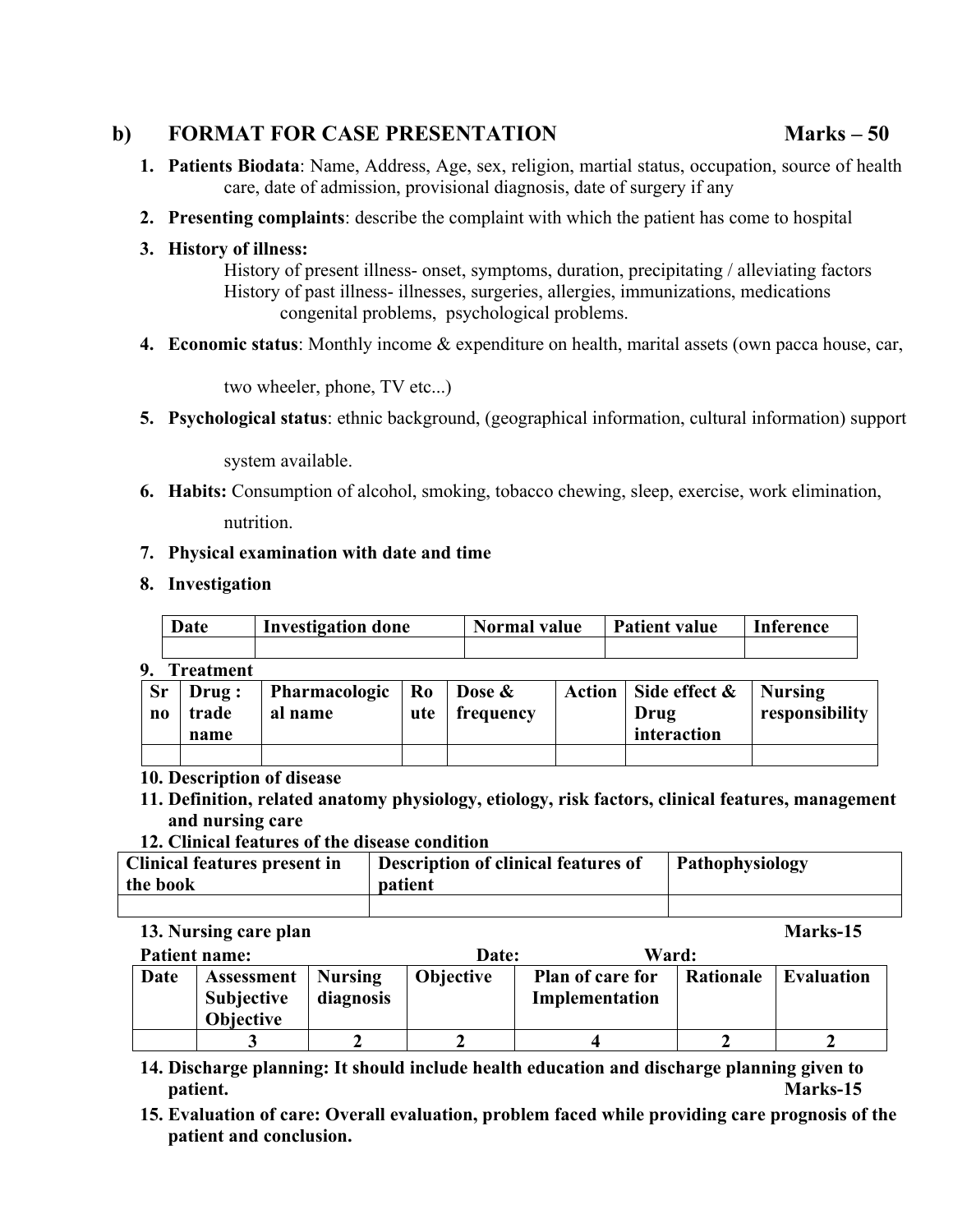## b) FORMAT FOR CASE PRESENTATION Marks – 50

1. **Patients Biodata**: Name, Address, Age, sex, religion, martial status, occupation, source of health care, date of admission, provisional diagnosis, date of surgery if any
2. **Presenting complaints**: describe the complaint with which the patient has come to hospital
3. **History of illness:**
   History of present illness- onset, symptoms, duration, precipitating / alleviating factors
   History of past illness- illnesses, surgeries, allergies, immunizations, medications congenital problems, psychological problems.
4. **Economic status**: Monthly income & expenditure on health, marital assets (own pacca house, car, two wheeler, phone, TV etc...)
5. **Psychological status**: ethnic background, (geographical information, cultural information) support system available.
6. **Habits:** Consumption of alcohol, smoking, tobacco chewing, sleep, exercise, work elimination, nutrition.
7. **Physical examination with date and time**
8. **Investigation**

| Date | Investigation done | Normal value | Patient value | Inference |
|---|---|---|---|---|
| | | | | |

9. **Treatment**

| Sr no | Drug : trade name | Pharmacological name | Route | Dose & frequency | Action | Side effect & Drug interaction | Nursing responsibility |
|---|---|---|---|---|---|---|---|
| | | | | | | | |

10. **Description of disease**
11. **Definition, related anatomy physiology, etiology, risk factors, clinical features, management and nursing care**
12. **Clinical features of the disease condition**

| Clinical features present in the book | Description of clinical features of patient | Pathophysiology |
|---|---|---|
| | | |

13. **Nursing care plan** **Marks-15**

**Patient name:** **Date:** **Ward:**

| Date | Assessment Subjective Objective | Nursing diagnosis | Objective | Plan of care for Implementation | Rationale | Evaluation |
|---|---|---|---|---|---|---|
| | 3 | 2 | 2 | 4 | 2 | 2 |

14. **Discharge planning: It should include health education and discharge planning given to patient.** **Marks-15**
15. **Evaluation of care: Overall evaluation, problem faced while providing care prognosis of the patient and conclusion.**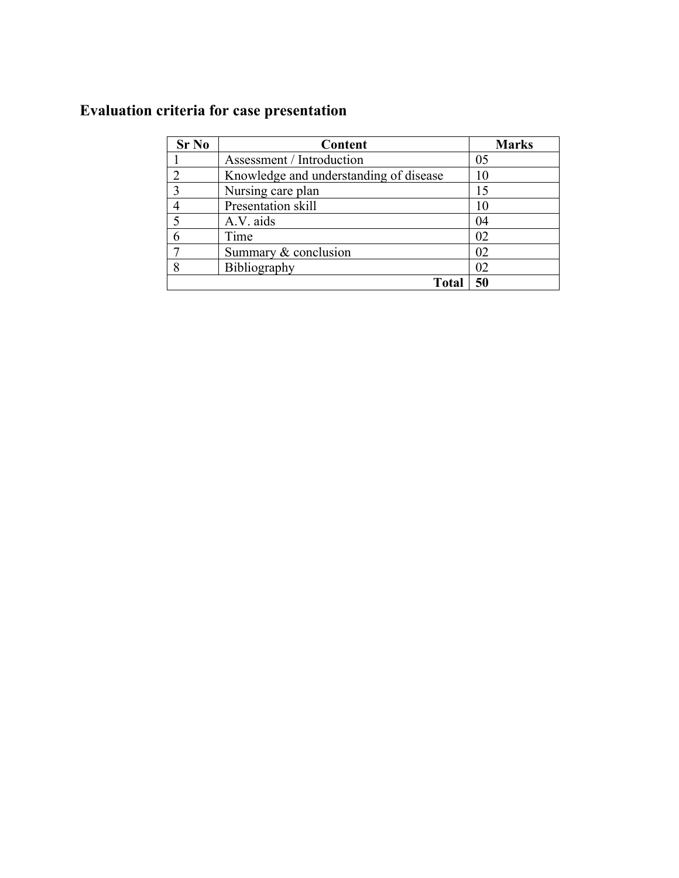## Evaluation criteria for case presentation

| Sr No | Content | Marks |
|---|---|---|
| 1 | Assessment / Introduction | 05 |
| 2 | Knowledge and understanding of disease | 10 |
| 3 | Nursing care plan | 15 |
| 4 | Presentation skill | 10 |
| 5 | A.V. aids | 04 |
| 6 | Time | 02 |
| 7 | Summary & conclusion | 02 |
| 8 | Bibliography | 02 |
| | **Total** | **50** |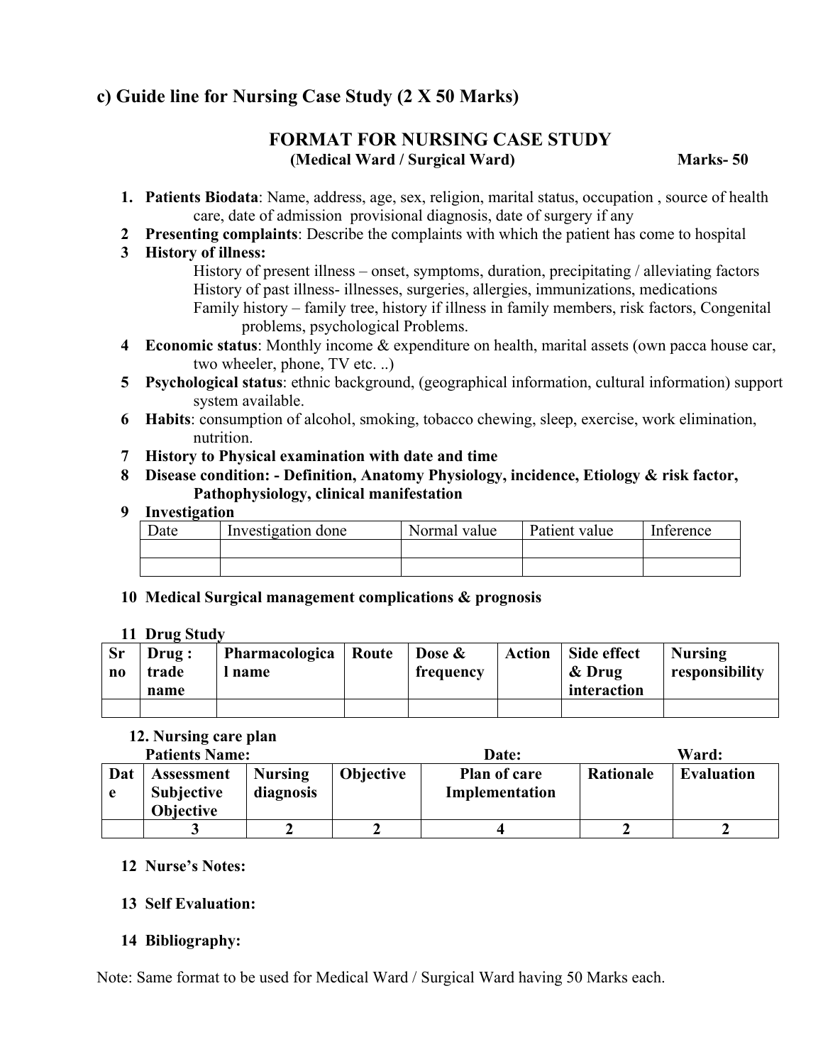## c) Guide line for Nursing Case Study (2 X 50 Marks)

### FORMAT FOR NURSING CASE STUDY

**(Medical Ward / Surgical Ward)** **Marks- 50**

1. **Patients Biodata**: Name, address, age, sex, religion, marital status, occupation , source of health care, date of admission provisional diagnosis, date of surgery if any
2. **Presenting complaints**: Describe the complaints with which the patient has come to hospital
3. **History of illness:**
   History of present illness – onset, symptoms, duration, precipitating / alleviating factors
   History of past illness- illnesses, surgeries, allergies, immunizations, medications
   Family history – family tree, history if illness in family members, risk factors, Congenital problems, psychological Problems.
4. **Economic status**: Monthly income & expenditure on health, marital assets (own pacca house car, two wheeler, phone, TV etc. ..)
5. **Psychological status**: ethnic background, (geographical information, cultural information) support system available.
6. **Habits**: consumption of alcohol, smoking, tobacco chewing, sleep, exercise, work elimination, nutrition.
7. **History to Physical examination with date and time**
8. **Disease condition: - Definition, Anatomy Physiology, incidence, Etiology & risk factor, Pathophysiology, clinical manifestation**
9. **Investigation**

| Date | Investigation done | Normal value | Patient value | Inference |
|---|---|---|---|---|
| | | | | |
| | | | | |

10. **Medical Surgical management complications & prognosis**

11. **Drug Study**

| Sr no | Drug : trade name | Pharmacological name | Route | Dose & frequency | Action | Side effect & Drug interaction | Nursing responsibility |
|---|---|---|---|---|---|---|---|
| | | | | | | | |

12. **Nursing care plan**

**Patients Name:** **Date:** **Ward:**

| Date | Assessment Subjective Objective | Nursing diagnosis | Objective | Plan of care Implementation | Rationale | Evaluation |
|---|---|---|---|---|---|---|
| | 3 | 2 | 2 | 4 | 2 | 2 |

12. **Nurse's Notes:**

13. **Self Evaluation:**

14. **Bibliography:**

Note: Same format to be used for Medical Ward / Surgical Ward having 50 Marks each.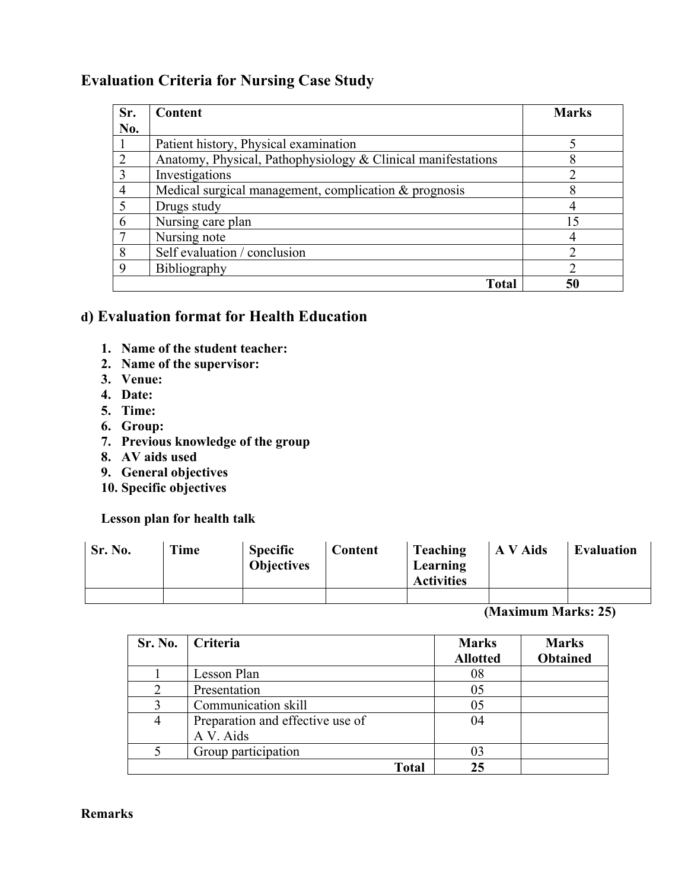## Evaluation Criteria for Nursing Case Study

| Sr. No. | Content | Marks |
|---|---|---|
| 1 | Patient history, Physical examination | 5 |
| 2 | Anatomy, Physical, Pathophysiology & Clinical manifestations | 8 |
| 3 | Investigations | 2 |
| 4 | Medical surgical management, complication & prognosis | 8 |
| 5 | Drugs study | 4 |
| 6 | Nursing care plan | 15 |
| 7 | Nursing note | 4 |
| 8 | Self evaluation / conclusion | 2 |
| 9 | Bibliography | 2 |
| | **Total** | **50** |

## d) Evaluation format for Health Education

1. **Name of the student teacher:**
2. **Name of the supervisor:**
3. **Venue:**
4. **Date:**
5. **Time:**
6. **Group:**
7. **Previous knowledge of the group**
8. **AV aids used**
9. **General objectives**
10. **Specific objectives**

**Lesson plan for health talk**

| Sr. No. | Time | Specific Objectives | Content | Teaching Learning Activities | A V Aids | Evaluation |
|---|---|---|---|---|---|---|
| | | | | | | |

**(Maximum Marks: 25)**

| Sr. No. | Criteria | Marks Allotted | Marks Obtained |
|---|---|---|---|
| 1 | Lesson Plan | 08 | |
| 2 | Presentation | 05 | |
| 3 | Communication skill | 05 | |
| 4 | Preparation and effective use of A V. Aids | 04 | |
| 5 | Group participation | 03 | |
| | **Total** | **25** | |

**Remarks**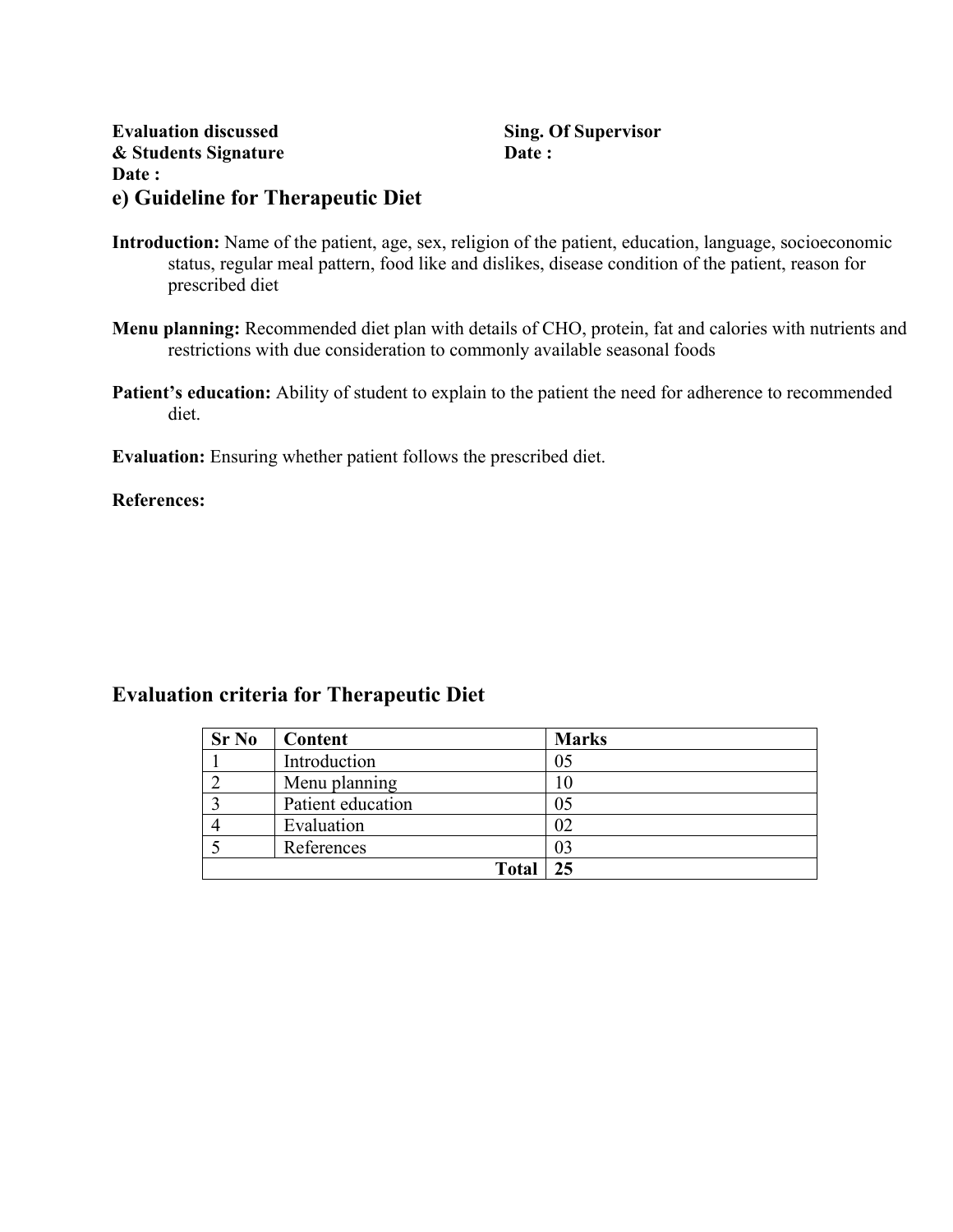**Evaluation discussed**
**& Students Signature**
**Date :**

**Sing. Of Supervisor**
**Date :**

## e) Guideline for Therapeutic Diet

**Introduction:** Name of the patient, age, sex, religion of the patient, education, language, socioeconomic status, regular meal pattern, food like and dislikes, disease condition of the patient, reason for prescribed diet

**Menu planning:** Recommended diet plan with details of CHO, protein, fat and calories with nutrients and restrictions with due consideration to commonly available seasonal foods

**Patient's education:** Ability of student to explain to the patient the need for adherence to recommended diet.

**Evaluation:** Ensuring whether patient follows the prescribed diet.

**References:**

## Evaluation criteria for Therapeutic Diet

| Sr No | Content | Marks |
|---|---|---|
| 1 | Introduction | 05 |
| 2 | Menu planning | 10 |
| 3 | Patient education | 05 |
| 4 | Evaluation | 02 |
| 5 | References | 03 |
| | **Total** | **25** |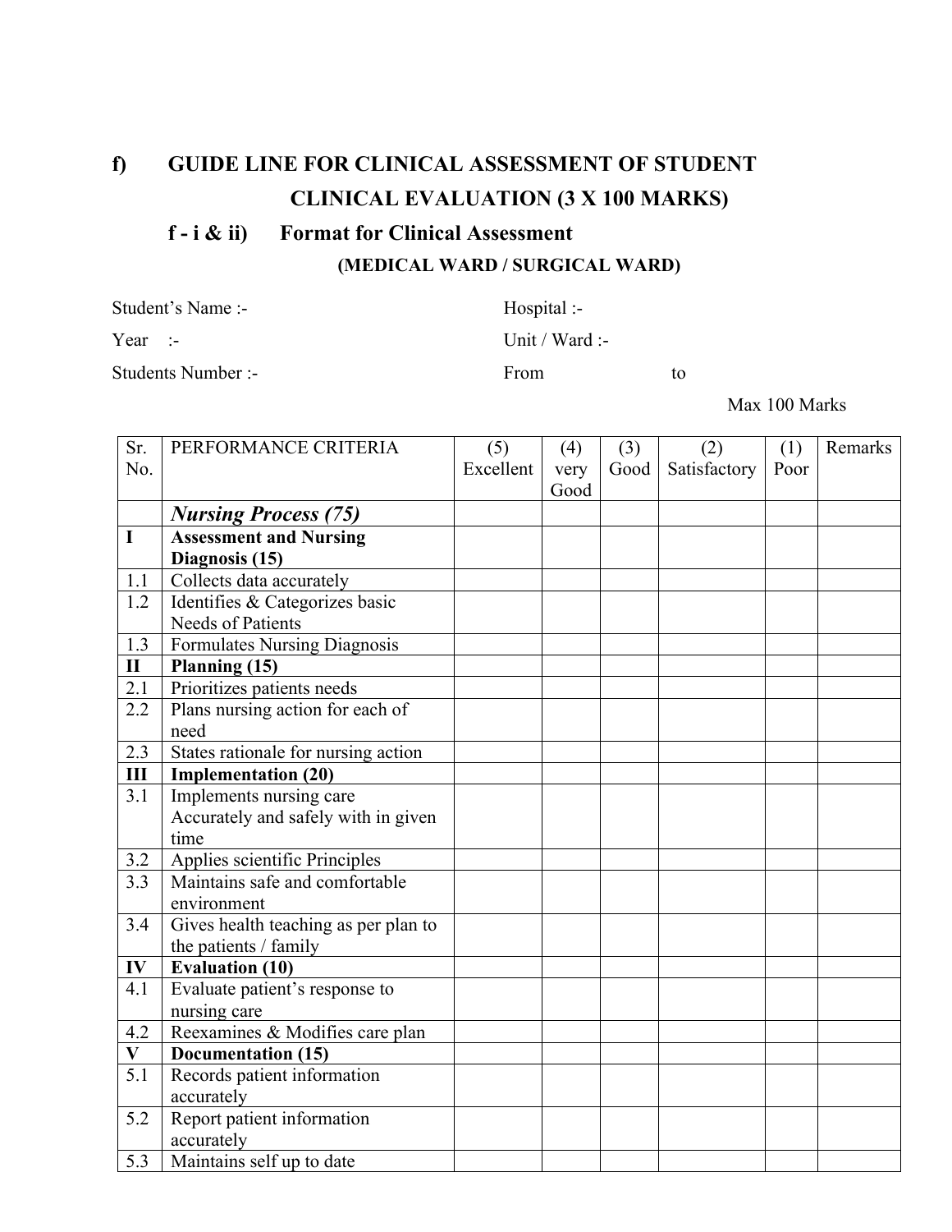**f) GUIDE LINE FOR CLINICAL ASSESSMENT OF STUDENT**

**CLINICAL EVALUATION (3 X 100 MARKS)**

**f - i & ii) Format for Clinical Assessment**

**(MEDICAL WARD / SURGICAL WARD)**

Student's Name :- Hospital :-

Year :- Unit / Ward :-

Students Number :- From to

Max 100 Marks

| Sr. No. | PERFORMANCE CRITERIA | (5) Excellent | (4) very Good | (3) Good | (2) Satisfactory | (1) Poor | Remarks |
|---|---|---|---|---|---|---|---|
| | ***Nursing Process (75)*** | | | | | | |
| **I** | **Assessment and Nursing Diagnosis (15)** | | | | | | |
| 1.1 | Collects data accurately | | | | | | |
| 1.2 | Identifies & Categorizes basic Needs of Patients | | | | | | |
| 1.3 | Formulates Nursing Diagnosis | | | | | | |
| **II** | **Planning (15)** | | | | | | |
| 2.1 | Prioritizes patients needs | | | | | | |
| 2.2 | Plans nursing action for each of need | | | | | | |
| 2.3 | States rationale for nursing action | | | | | | |
| **III** | **Implementation (20)** | | | | | | |
| 3.1 | Implements nursing care Accurately and safely with in given time | | | | | | |
| 3.2 | Applies scientific Principles | | | | | | |
| 3.3 | Maintains safe and comfortable environment | | | | | | |
| 3.4 | Gives health teaching as per plan to the patients / family | | | | | | |
| **IV** | **Evaluation (10)** | | | | | | |
| 4.1 | Evaluate patient's response to nursing care | | | | | | |
| 4.2 | Reexamines & Modifies care plan | | | | | | |
| **V** | **Documentation (15)** | | | | | | |
| 5.1 | Records patient information accurately | | | | | | |
| 5.2 | Report patient information accurately | | | | | | |
| 5.3 | Maintains self up to date | | | | | | |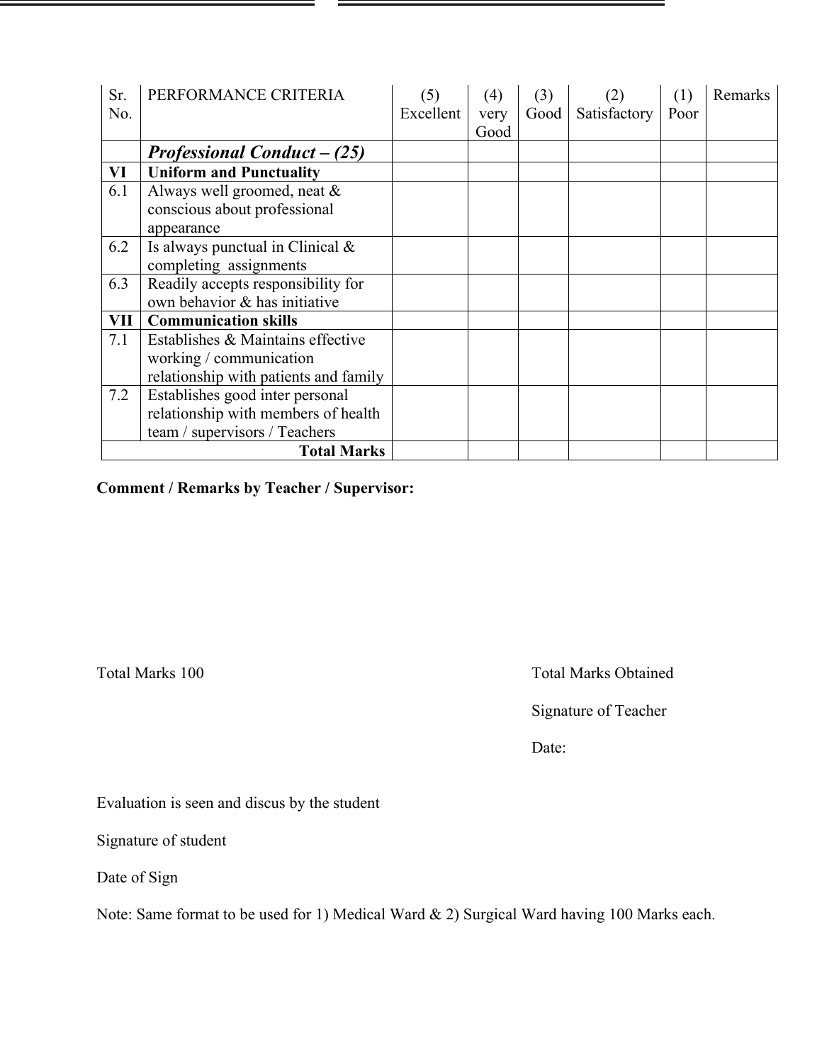| Sr. No. | PERFORMANCE CRITERIA | (5) Excellent | (4) very Good | (3) Good | (2) Satisfactory | (1) Poor | Remarks |
|---|---|---|---|---|---|---|---|
| | ***Professional Conduct – (25)*** | | | | | | |
| **VI** | **Uniform and Punctuality** | | | | | | |
| 6.1 | Always well groomed, neat & conscious about professional appearance | | | | | | |
| 6.2 | Is always punctual in Clinical & completing assignments | | | | | | |
| 6.3 | Readily accepts responsibility for own behavior & has initiative | | | | | | |
| **VII** | **Communication skills** | | | | | | |
| 7.1 | Establishes & Maintains effective working / communication relationship with patients and family | | | | | | |
| 7.2 | Establishes good inter personal relationship with members of health team / supervisors / Teachers | | | | | | |
| | **Total Marks** | | | | | | |

**Comment / Remarks by Teacher / Supervisor:**

Total Marks 100

Total Marks Obtained

Signature of Teacher

Date:

Evaluation is seen and discus by the student

Signature of student

Date of Sign

Note: Same format to be used for 1) Medical Ward & 2) Surgical Ward having 100 Marks each.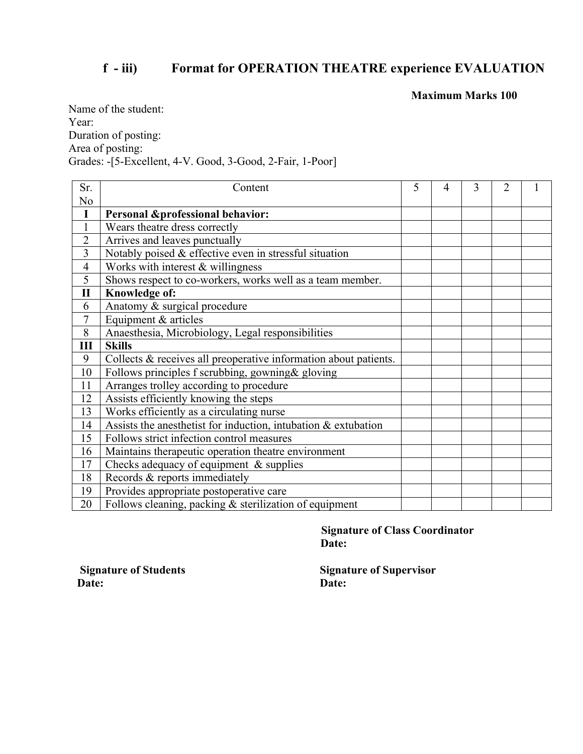## f - iii) Format for OPERATION THEATRE experience EVALUATION

**Maximum Marks 100**

Name of the student:
Year:
Duration of posting:
Area of posting:
Grades: -[5-Excellent, 4-V. Good, 3-Good, 2-Fair, 1-Poor]

| Sr. No | Content | 5 | 4 | 3 | 2 | 1 |
|---|---|---|---|---|---|---|
| **I** | **Personal &professional behavior:** | | | | | |
| 1 | Wears theatre dress correctly | | | | | |
| 2 | Arrives and leaves punctually | | | | | |
| 3 | Notably poised & effective even in stressful situation | | | | | |
| 4 | Works with interest & willingness | | | | | |
| 5 | Shows respect to co-workers, works well as a team member. | | | | | |
| **II** | **Knowledge of:** | | | | | |
| 6 | Anatomy & surgical procedure | | | | | |
| 7 | Equipment & articles | | | | | |
| 8 | Anaesthesia, Microbiology, Legal responsibilities | | | | | |
| **III** | **Skills** | | | | | |
| 9 | Collects & receives all preoperative information about patients. | | | | | |
| 10 | Follows principles f scrubbing, gowning& gloving | | | | | |
| 11 | Arranges trolley according to procedure | | | | | |
| 12 | Assists efficiently knowing the steps | | | | | |
| 13 | Works efficiently as a circulating nurse | | | | | |
| 14 | Assists the anesthetist for induction, intubation & extubation | | | | | |
| 15 | Follows strict infection control measures | | | | | |
| 16 | Maintains therapeutic operation theatre environment | | | | | |
| 17 | Checks adequacy of equipment & supplies | | | | | |
| 18 | Records & reports immediately | | | | | |
| 19 | Provides appropriate postoperative care | | | | | |
| 20 | Follows cleaning, packing & sterilization of equipment | | | | | |

**Signature of Class Coordinator**
**Date:**

**Signature of Students**
**Date:**

**Signature of Supervisor**
**Date:**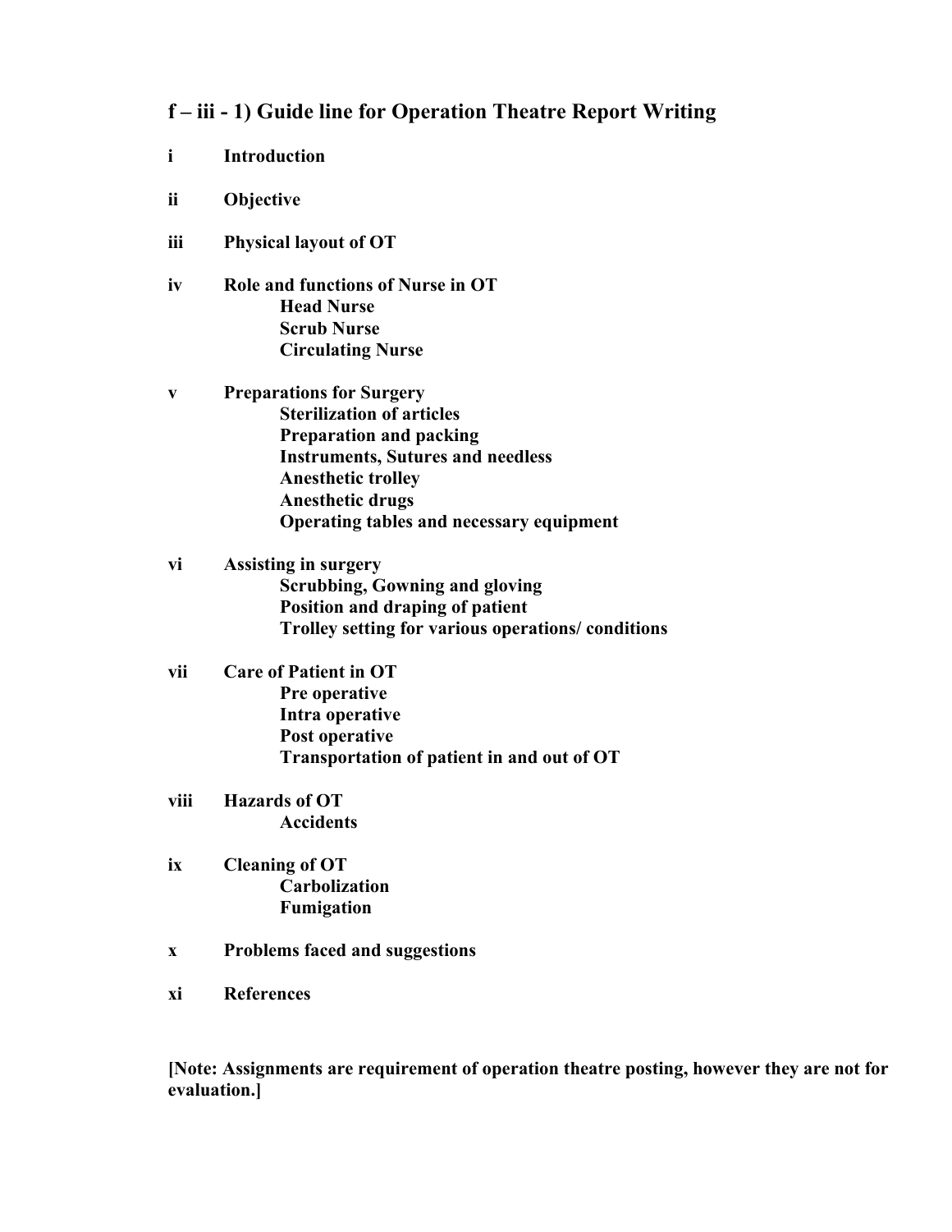## f – iii - 1) Guide line for Operation Theatre Report Writing

**i Introduction**

**ii Objective**

**iii Physical layout of OT**

**iv Role and functions of Nurse in OT**
- **Head Nurse**
- **Scrub Nurse**
- **Circulating Nurse**

**v Preparations for Surgery**
- **Sterilization of articles**
- **Preparation and packing**
- **Instruments, Sutures and needless**
- **Anesthetic trolley**
- **Anesthetic drugs**
- **Operating tables and necessary equipment**

**vi Assisting in surgery**
- **Scrubbing, Gowning and gloving**
- **Position and draping of patient**
- **Trolley setting for various operations/ conditions**

**vii Care of Patient in OT**
- **Pre operative**
- **Intra operative**
- **Post operative**
- **Transportation of patient in and out of OT**

**viii Hazards of OT**
- **Accidents**

**ix Cleaning of OT**
- **Carbolization**
- **Fumigation**

**x Problems faced and suggestions**

**xi References**

**[Note: Assignments are requirement of operation theatre posting, however they are not for evaluation.]**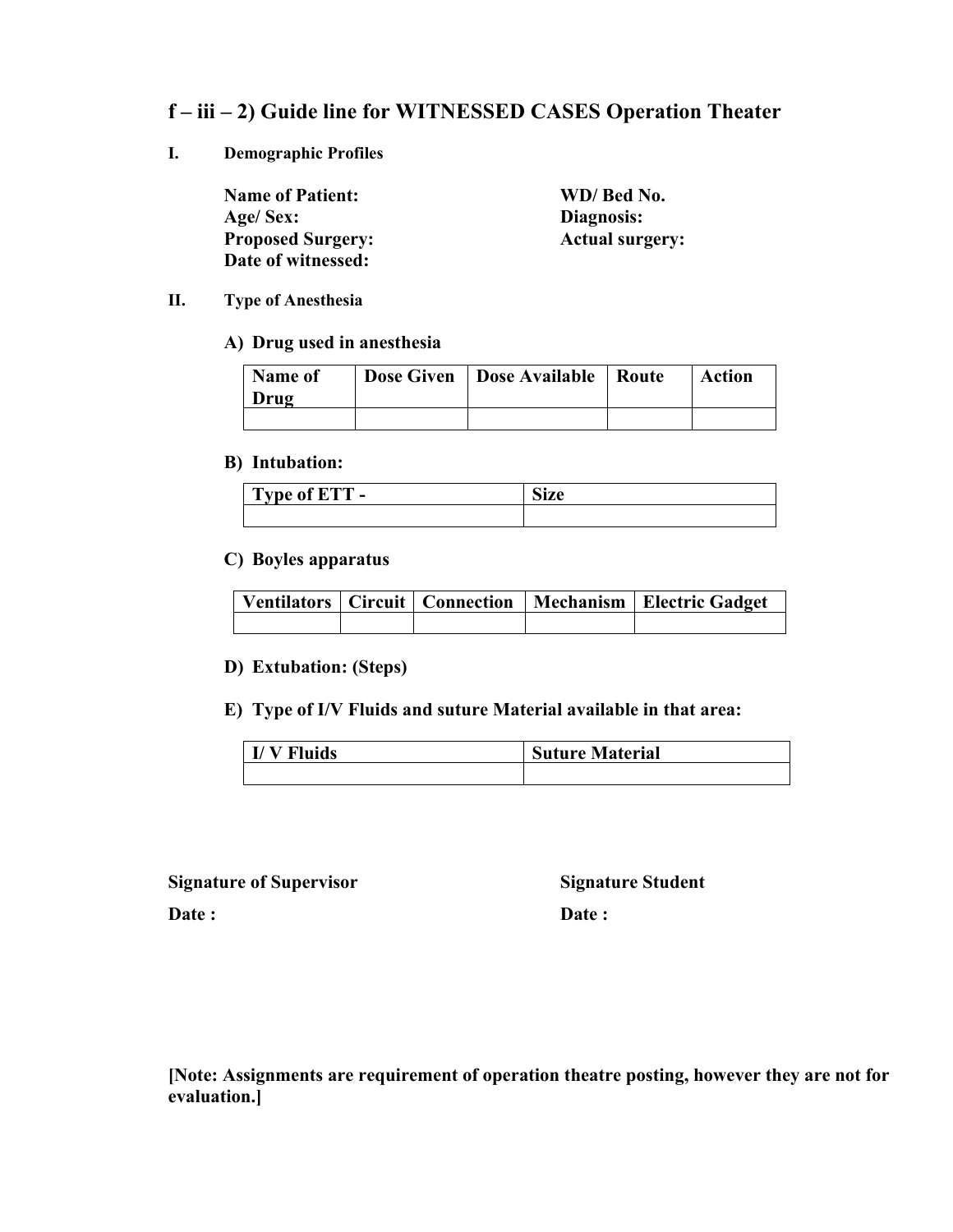## f – iii – 2) Guide line for WITNESSED CASES Operation Theater

**I. Demographic Profiles**

**Name of Patient:**

**WD/ Bed No.**

**Age/ Sex:**

**Diagnosis:**

**Proposed Surgery:**

**Actual surgery:**

**Date of witnessed:**

**II. Type of Anesthesia**

**A) Drug used in anesthesia**

| Name of Drug | Dose Given | Dose Available | Route | Action |
|---|---|---|---|---|
| | | | | |

**B) Intubation:**

| Type of ETT - | Size |
|---|---|
| | |

**C) Boyles apparatus**

| Ventilators | Circuit | Connection | Mechanism | Electric Gadget |
|---|---|---|---|---|
| | | | | |

**D) Extubation: (Steps)**

**E) Type of I/V Fluids and suture Material available in that area:**

| I/ V Fluids | Suture Material |
|---|---|
| | |

**Signature of Supervisor**

**Date :**

**Signature Student**

**Date :**

**[Note: Assignments are requirement of operation theatre posting, however they are not for evaluation.]**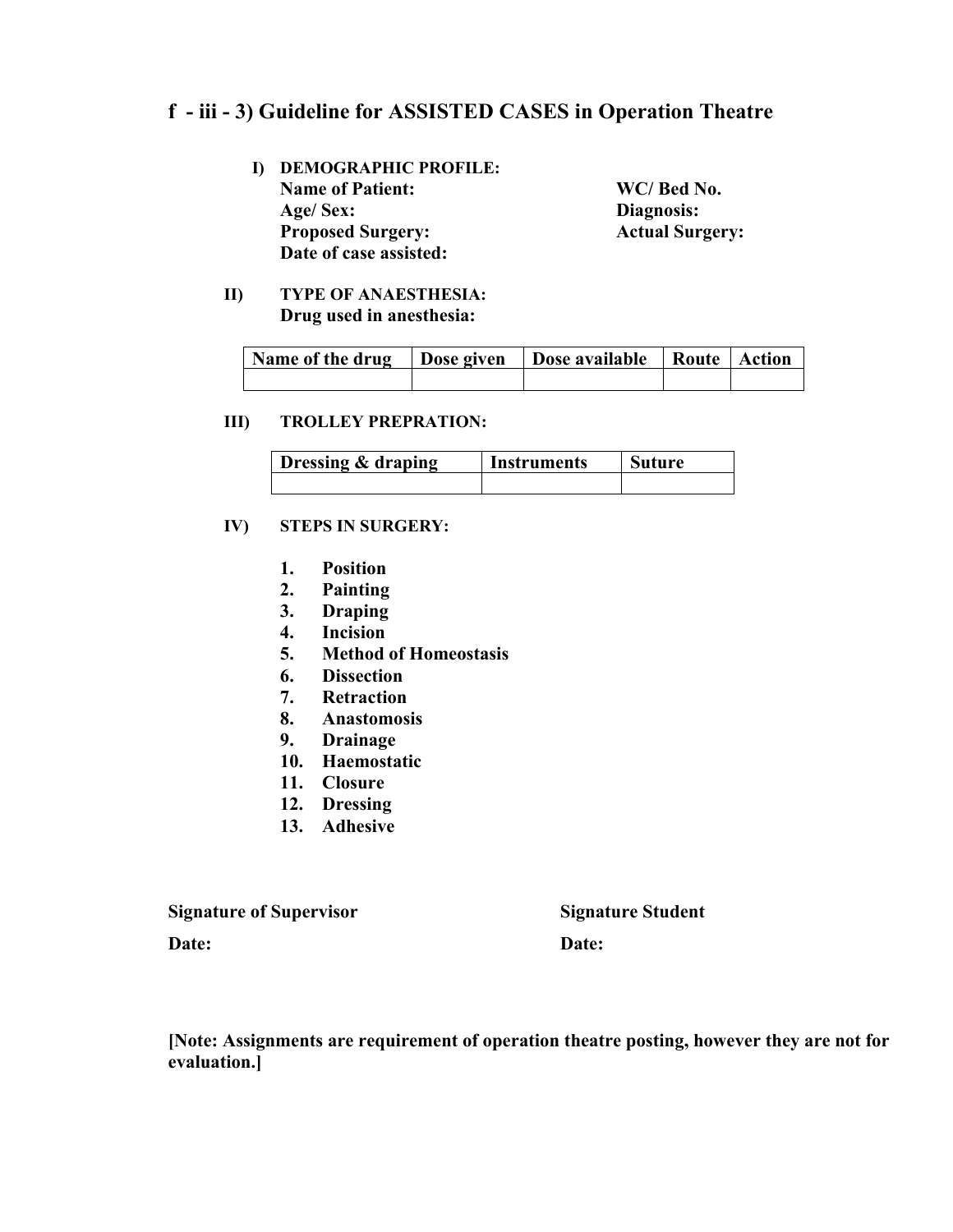## f - iii - 3) Guideline for ASSISTED CASES in Operation Theatre

**I) DEMOGRAPHIC PROFILE:**

**Name of Patient:** 

**WC/ Bed No.**

**Age/ Sex:**

**Diagnosis:**

**Proposed Surgery:**

**Actual Surgery:**

**Date of case assisted:**

**II) TYPE OF ANAESTHESIA:**

**Drug used in anesthesia:**

| Name of the drug | Dose given | Dose available | Route | Action |
|---|---|---|---|---|
| | | | | |

**III) TROLLEY PREPRATION:**

| Dressing & draping | Instruments | Suture |
|---|---|---|
| | | |

**IV) STEPS IN SURGERY:**

1. **Position**
2. **Painting**
3. **Draping**
4. **Incision**
5. **Method of Homeostasis**
6. **Dissection**
7. **Retraction**
8. **Anastomosis**
9. **Drainage**
10. **Haemostatic**
11. **Closure**
12. **Dressing**
13. **Adhesive**

**Signature of Supervisor**

**Date:**

**Signature Student**

**Date:**

**[Note: Assignments are requirement of operation theatre posting, however they are not for evaluation.]**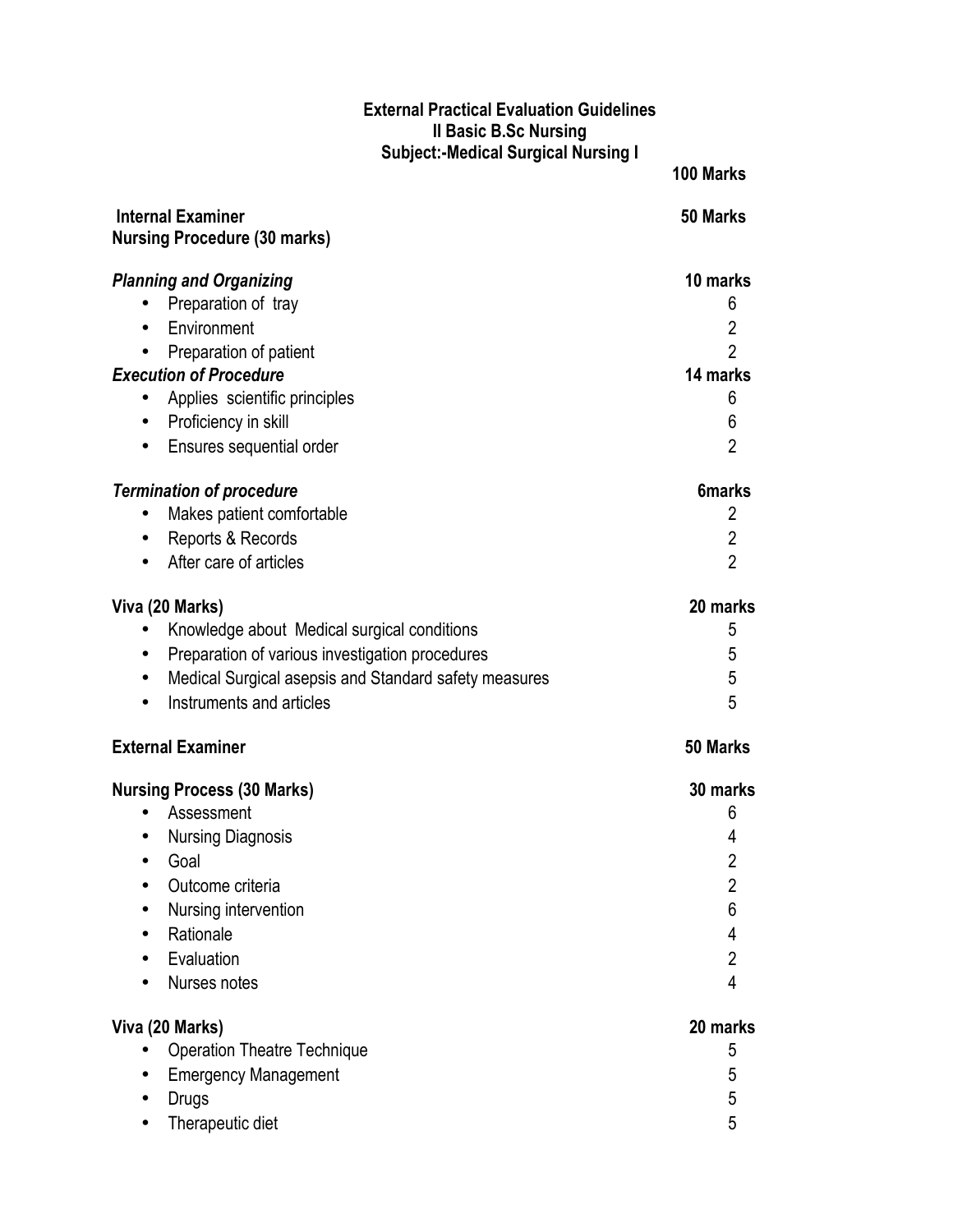# External Practical Evaluation Guidelines
## II Basic B.Sc Nursing
## Subject:-Medical Surgical Nursing I

**100 Marks**

| | |
|---|---|
| **Internal Examiner** | **50 Marks** |
| **Nursing Procedure (30 marks)** | |
| ***Planning and Organizing*** | **10 marks** |
| • Preparation of tray | 6 |
| • Environment | 2 |
| • Preparation of patient | 2 |
| ***Execution of Procedure*** | **14 marks** |
| • Applies scientific principles | 6 |
| • Proficiency in skill | 6 |
| • Ensures sequential order | 2 |
| ***Termination of procedure*** | **6marks** |
| • Makes patient comfortable | 2 |
| • Reports & Records | 2 |
| • After care of articles | 2 |
| **Viva (20 Marks)** | **20 marks** |
| • Knowledge about Medical surgical conditions | 5 |
| • Preparation of various investigation procedures | 5 |
| • Medical Surgical asepsis and Standard safety measures | 5 |
| • Instruments and articles | 5 |
| **External Examiner** | **50 Marks** |
| **Nursing Process (30 Marks)** | **30 marks** |
| • Assessment | 6 |
| • Nursing Diagnosis | 4 |
| • Goal | 2 |
| • Outcome criteria | 2 |
| • Nursing intervention | 6 |
| • Rationale | 4 |
| • Evaluation | 2 |
| • Nurses notes | 4 |
| **Viva (20 Marks)** | **20 marks** |
| • Operation Theatre Technique | 5 |
| • Emergency Management | 5 |
| • Drugs | 5 |
| • Therapeutic diet | 5 |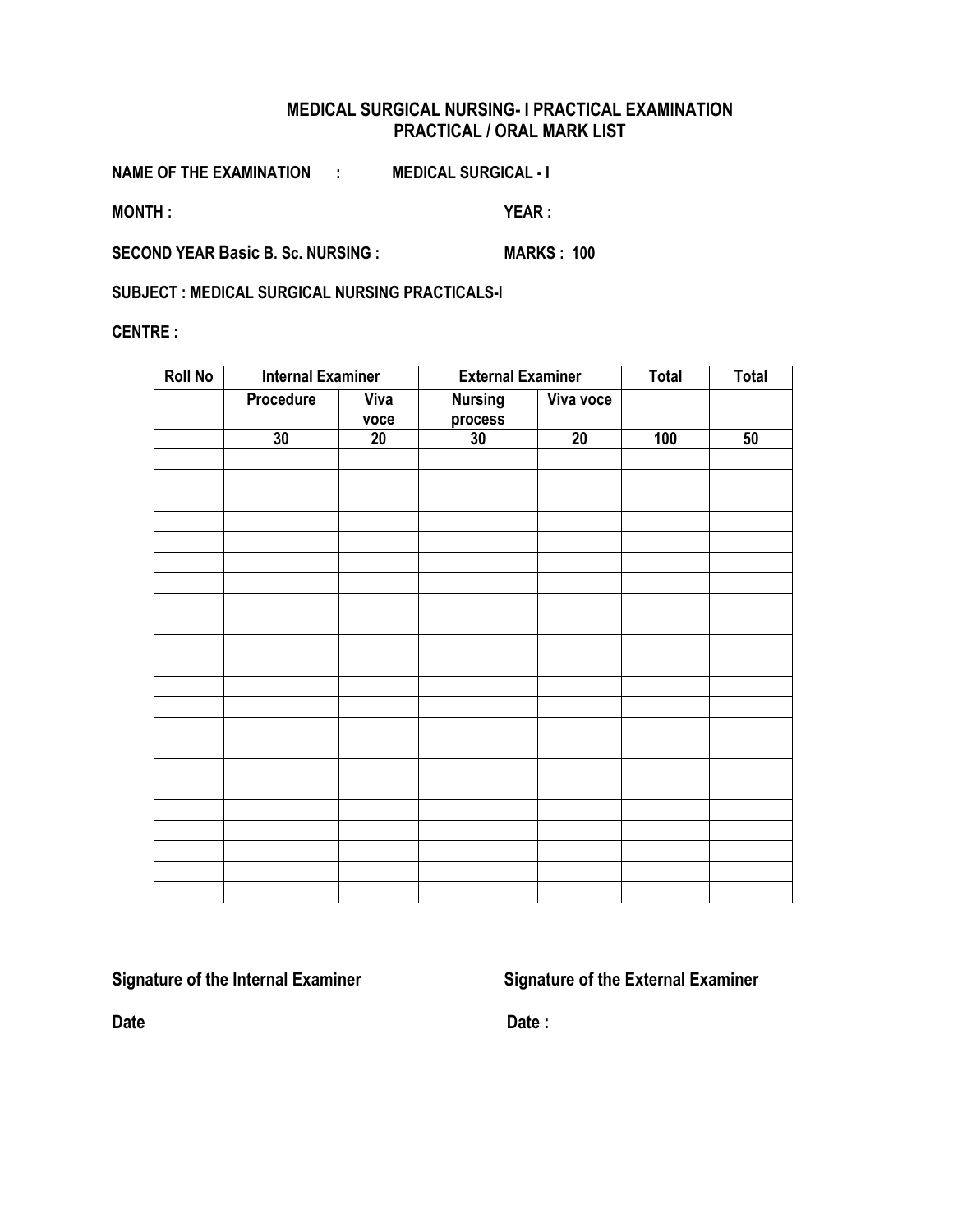## MEDICAL SURGICAL NURSING- I PRACTICAL EXAMINATION
## PRACTICAL / ORAL MARK LIST

**NAME OF THE EXAMINATION : MEDICAL SURGICAL - I**

**MONTH :** **YEAR :**

**SECOND YEAR Basic B. Sc. NURSING :** **MARKS : 100**

**SUBJECT : MEDICAL SURGICAL NURSING PRACTICALS-I**

**CENTRE :**

| Roll No | Internal Examiner | | External Examiner | | Total | Total |
|---|---|---|---|---|---|---|
| | Procedure | Viva voce | Nursing process | Viva voce | | |
| | 30 | 20 | 30 | 20 | 100 | 50 |
| | | | | | | |
| | | | | | | |
| | | | | | | |
| | | | | | | |
| | | | | | | |
| | | | | | | |
| | | | | | | |
| | | | | | | |
| | | | | | | |
| | | | | | | |
| | | | | | | |
| | | | | | | |
| | | | | | | |
| | | | | | | |
| | | | | | | |
| | | | | | | |
| | | | | | | |
| | | | | | | |
| | | | | | | |
| | | | | | | |
| | | | | | | |
| | | | | | | |

**Signature of the Internal Examiner** **Signature of the External Examiner**

**Date** **Date :**